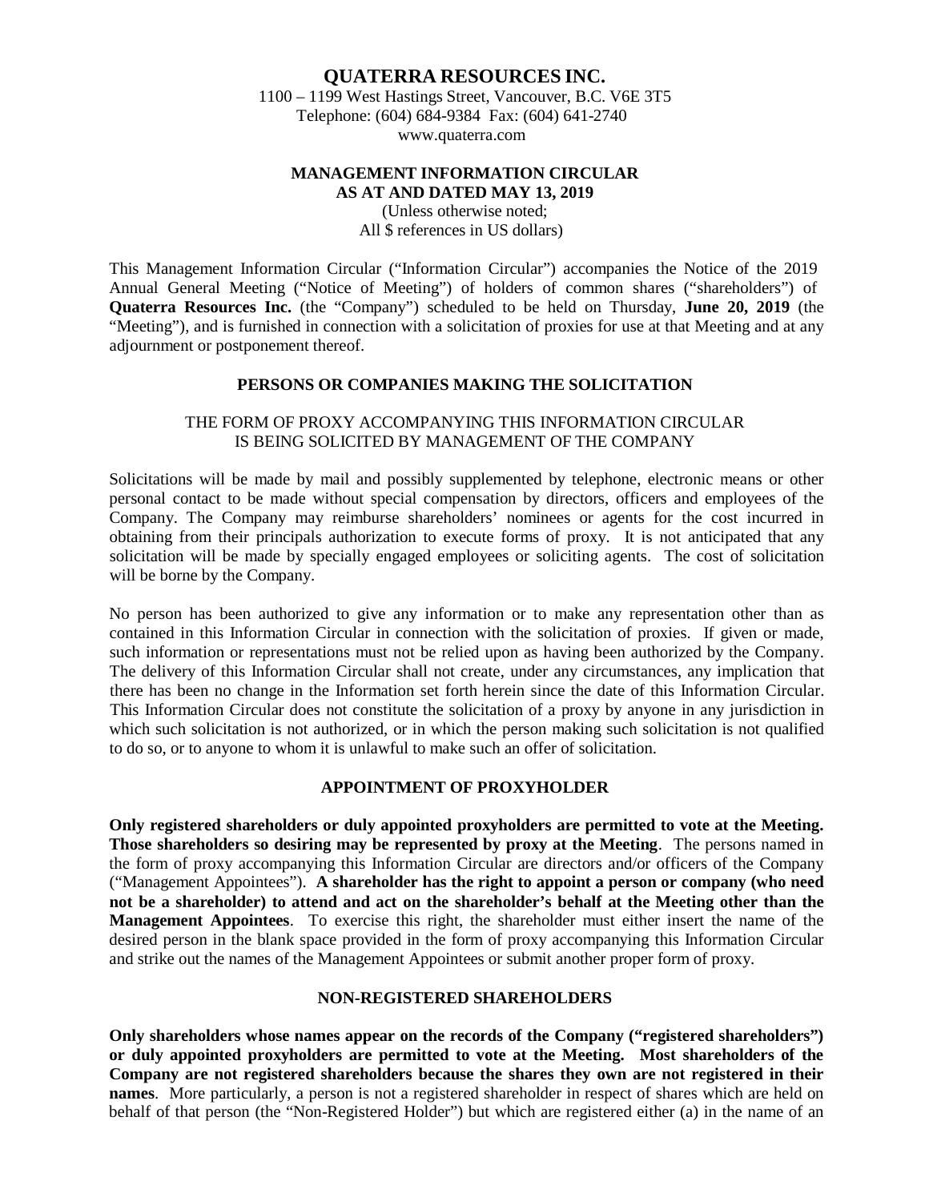# QUATERRA RESOURCES INC.

1100 – 1199 West Hastings Street, Vancouver, B.C. V6E 3T5
Telephone: (604) 684-9384 Fax: (604) 641-2740
www.quaterra.com

## MANAGEMENT INFORMATION CIRCULAR AS AT AND DATED MAY 13, 2019

(Unless otherwise noted;
All $ references in US dollars)

This Management Information Circular ("Information Circular") accompanies the Notice of the 2019 Annual General Meeting ("Notice of Meeting") of holders of common shares ("shareholders") of **Quaterra Resources Inc.** (the "Company") scheduled to be held on Thursday, **June 20, 2019** (the "Meeting"), and is furnished in connection with a solicitation of proxies for use at that Meeting and at any adjournment or postponement thereof.

### PERSONS OR COMPANIES MAKING THE SOLICITATION

THE FORM OF PROXY ACCOMPANYING THIS INFORMATION CIRCULAR IS BEING SOLICITED BY MANAGEMENT OF THE COMPANY

Solicitations will be made by mail and possibly supplemented by telephone, electronic means or other personal contact to be made without special compensation by directors, officers and employees of the Company. The Company may reimburse shareholders' nominees or agents for the cost incurred in obtaining from their principals authorization to execute forms of proxy. It is not anticipated that any solicitation will be made by specially engaged employees or soliciting agents. The cost of solicitation will be borne by the Company.

No person has been authorized to give any information or to make any representation other than as contained in this Information Circular in connection with the solicitation of proxies. If given or made, such information or representations must not be relied upon as having been authorized by the Company. The delivery of this Information Circular shall not create, under any circumstances, any implication that there has been no change in the Information set forth herein since the date of this Information Circular. This Information Circular does not constitute the solicitation of a proxy by anyone in any jurisdiction in which such solicitation is not authorized, or in which the person making such solicitation is not qualified to do so, or to anyone to whom it is unlawful to make such an offer of solicitation.

### APPOINTMENT OF PROXYHOLDER

**Only registered shareholders or duly appointed proxyholders are permitted to vote at the Meeting. Those shareholders so desiring may be represented by proxy at the Meeting**. The persons named in the form of proxy accompanying this Information Circular are directors and/or officers of the Company ("Management Appointees"). **A shareholder has the right to appoint a person or company (who need not be a shareholder) to attend and act on the shareholder's behalf at the Meeting other than the Management Appointees**. To exercise this right, the shareholder must either insert the name of the desired person in the blank space provided in the form of proxy accompanying this Information Circular and strike out the names of the Management Appointees or submit another proper form of proxy.

### NON-REGISTERED SHAREHOLDERS

**Only shareholders whose names appear on the records of the Company ("registered shareholders") or duly appointed proxyholders are permitted to vote at the Meeting. Most shareholders of the Company are not registered shareholders because the shares they own are not registered in their names**. More particularly, a person is not a registered shareholder in respect of shares which are held on behalf of that person (the "Non-Registered Holder") but which are registered either (a) in the name of an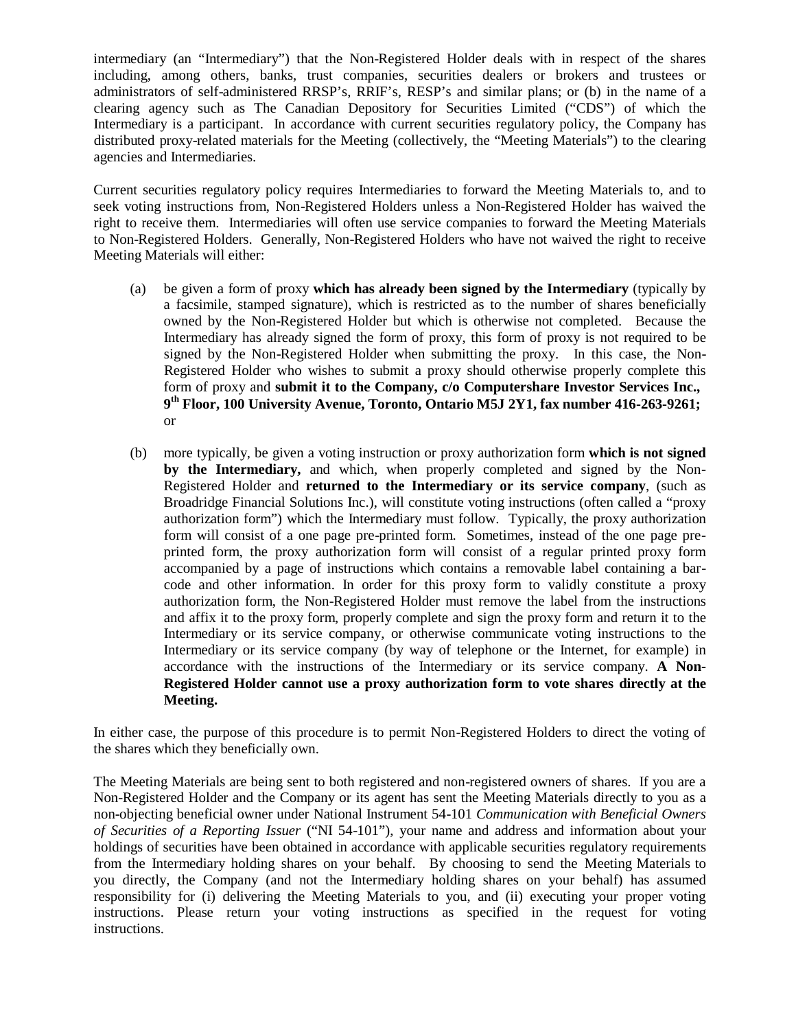intermediary (an "Intermediary") that the Non-Registered Holder deals with in respect of the shares including, among others, banks, trust companies, securities dealers or brokers and trustees or administrators of self-administered RRSP's, RRIF's, RESP's and similar plans; or (b) in the name of a clearing agency such as The Canadian Depository for Securities Limited ("CDS") of which the Intermediary is a participant. In accordance with current securities regulatory policy, the Company has distributed proxy-related materials for the Meeting (collectively, the "Meeting Materials") to the clearing agencies and Intermediaries.

Current securities regulatory policy requires Intermediaries to forward the Meeting Materials to, and to seek voting instructions from, Non-Registered Holders unless a Non-Registered Holder has waived the right to receive them. Intermediaries will often use service companies to forward the Meeting Materials to Non-Registered Holders. Generally, Non-Registered Holders who have not waived the right to receive Meeting Materials will either:

(a) be given a form of proxy **which has already been signed by the Intermediary** (typically by a facsimile, stamped signature), which is restricted as to the number of shares beneficially owned by the Non-Registered Holder but which is otherwise not completed. Because the Intermediary has already signed the form of proxy, this form of proxy is not required to be signed by the Non-Registered Holder when submitting the proxy. In this case, the Non-Registered Holder who wishes to submit a proxy should otherwise properly complete this form of proxy and **submit it to the Company, c/o Computershare Investor Services Inc., 9th Floor, 100 University Avenue, Toronto, Ontario M5J 2Y1, fax number 416-263-9261;** or

(b) more typically, be given a voting instruction or proxy authorization form **which is not signed by the Intermediary,** and which, when properly completed and signed by the Non-Registered Holder and **returned to the Intermediary or its service company**, (such as Broadridge Financial Solutions Inc.), will constitute voting instructions (often called a "proxy authorization form") which the Intermediary must follow. Typically, the proxy authorization form will consist of a one page pre-printed form. Sometimes, instead of the one page pre-printed form, the proxy authorization form will consist of a regular printed proxy form accompanied by a page of instructions which contains a removable label containing a bar-code and other information. In order for this proxy form to validly constitute a proxy authorization form, the Non-Registered Holder must remove the label from the instructions and affix it to the proxy form, properly complete and sign the proxy form and return it to the Intermediary or its service company, or otherwise communicate voting instructions to the Intermediary or its service company (by way of telephone or the Internet, for example) in accordance with the instructions of the Intermediary or its service company. **A Non-Registered Holder cannot use a proxy authorization form to vote shares directly at the Meeting.**

In either case, the purpose of this procedure is to permit Non-Registered Holders to direct the voting of the shares which they beneficially own.

The Meeting Materials are being sent to both registered and non-registered owners of shares. If you are a Non-Registered Holder and the Company or its agent has sent the Meeting Materials directly to you as a non-objecting beneficial owner under National Instrument 54-101 *Communication with Beneficial Owners of Securities of a Reporting Issuer* ("NI 54-101"), your name and address and information about your holdings of securities have been obtained in accordance with applicable securities regulatory requirements from the Intermediary holding shares on your behalf. By choosing to send the Meeting Materials to you directly, the Company (and not the Intermediary holding shares on your behalf) has assumed responsibility for (i) delivering the Meeting Materials to you, and (ii) executing your proper voting instructions. Please return your voting instructions as specified in the request for voting instructions.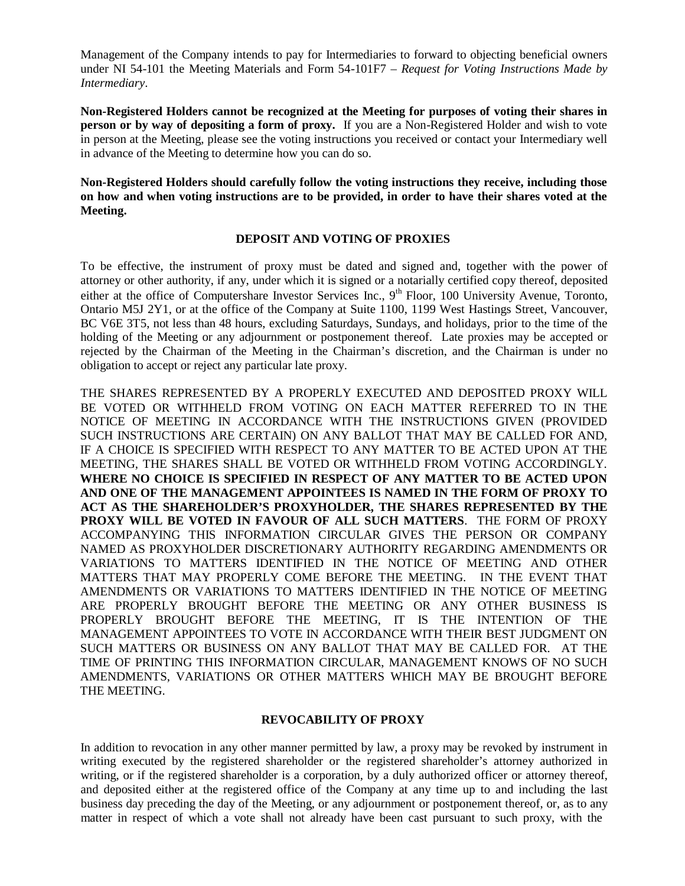Management of the Company intends to pay for Intermediaries to forward to objecting beneficial owners under NI 54-101 the Meeting Materials and Form 54-101F7 – *Request for Voting Instructions Made by Intermediary*.

**Non-Registered Holders cannot be recognized at the Meeting for purposes of voting their shares in person or by way of depositing a form of proxy.** If you are a Non-Registered Holder and wish to vote in person at the Meeting, please see the voting instructions you received or contact your Intermediary well in advance of the Meeting to determine how you can do so.

**Non-Registered Holders should carefully follow the voting instructions they receive, including those on how and when voting instructions are to be provided, in order to have their shares voted at the Meeting.**

## DEPOSIT AND VOTING OF PROXIES

To be effective, the instrument of proxy must be dated and signed and, together with the power of attorney or other authority, if any, under which it is signed or a notarially certified copy thereof, deposited either at the office of Computershare Investor Services Inc., 9th Floor, 100 University Avenue, Toronto, Ontario M5J 2Y1, or at the office of the Company at Suite 1100, 1199 West Hastings Street, Vancouver, BC V6E 3T5, not less than 48 hours, excluding Saturdays, Sundays, and holidays, prior to the time of the holding of the Meeting or any adjournment or postponement thereof. Late proxies may be accepted or rejected by the Chairman of the Meeting in the Chairman's discretion, and the Chairman is under no obligation to accept or reject any particular late proxy.

THE SHARES REPRESENTED BY A PROPERLY EXECUTED AND DEPOSITED PROXY WILL BE VOTED OR WITHHELD FROM VOTING ON EACH MATTER REFERRED TO IN THE NOTICE OF MEETING IN ACCORDANCE WITH THE INSTRUCTIONS GIVEN (PROVIDED SUCH INSTRUCTIONS ARE CERTAIN) ON ANY BALLOT THAT MAY BE CALLED FOR AND, IF A CHOICE IS SPECIFIED WITH RESPECT TO ANY MATTER TO BE ACTED UPON AT THE MEETING, THE SHARES SHALL BE VOTED OR WITHHELD FROM VOTING ACCORDINGLY. **WHERE NO CHOICE IS SPECIFIED IN RESPECT OF ANY MATTER TO BE ACTED UPON AND ONE OF THE MANAGEMENT APPOINTEES IS NAMED IN THE FORM OF PROXY TO ACT AS THE SHAREHOLDER'S PROXYHOLDER, THE SHARES REPRESENTED BY THE PROXY WILL BE VOTED IN FAVOUR OF ALL SUCH MATTERS**. THE FORM OF PROXY ACCOMPANYING THIS INFORMATION CIRCULAR GIVES THE PERSON OR COMPANY NAMED AS PROXYHOLDER DISCRETIONARY AUTHORITY REGARDING AMENDMENTS OR VARIATIONS TO MATTERS IDENTIFIED IN THE NOTICE OF MEETING AND OTHER MATTERS THAT MAY PROPERLY COME BEFORE THE MEETING. IN THE EVENT THAT AMENDMENTS OR VARIATIONS TO MATTERS IDENTIFIED IN THE NOTICE OF MEETING ARE PROPERLY BROUGHT BEFORE THE MEETING OR ANY OTHER BUSINESS IS PROPERLY BROUGHT BEFORE THE MEETING, IT IS THE INTENTION OF THE MANAGEMENT APPOINTEES TO VOTE IN ACCORDANCE WITH THEIR BEST JUDGMENT ON SUCH MATTERS OR BUSINESS ON ANY BALLOT THAT MAY BE CALLED FOR. AT THE TIME OF PRINTING THIS INFORMATION CIRCULAR, MANAGEMENT KNOWS OF NO SUCH AMENDMENTS, VARIATIONS OR OTHER MATTERS WHICH MAY BE BROUGHT BEFORE THE MEETING.

## REVOCABILITY OF PROXY

In addition to revocation in any other manner permitted by law, a proxy may be revoked by instrument in writing executed by the registered shareholder or the registered shareholder's attorney authorized in writing, or if the registered shareholder is a corporation, by a duly authorized officer or attorney thereof, and deposited either at the registered office of the Company at any time up to and including the last business day preceding the day of the Meeting, or any adjournment or postponement thereof, or, as to any matter in respect of which a vote shall not already have been cast pursuant to such proxy, with the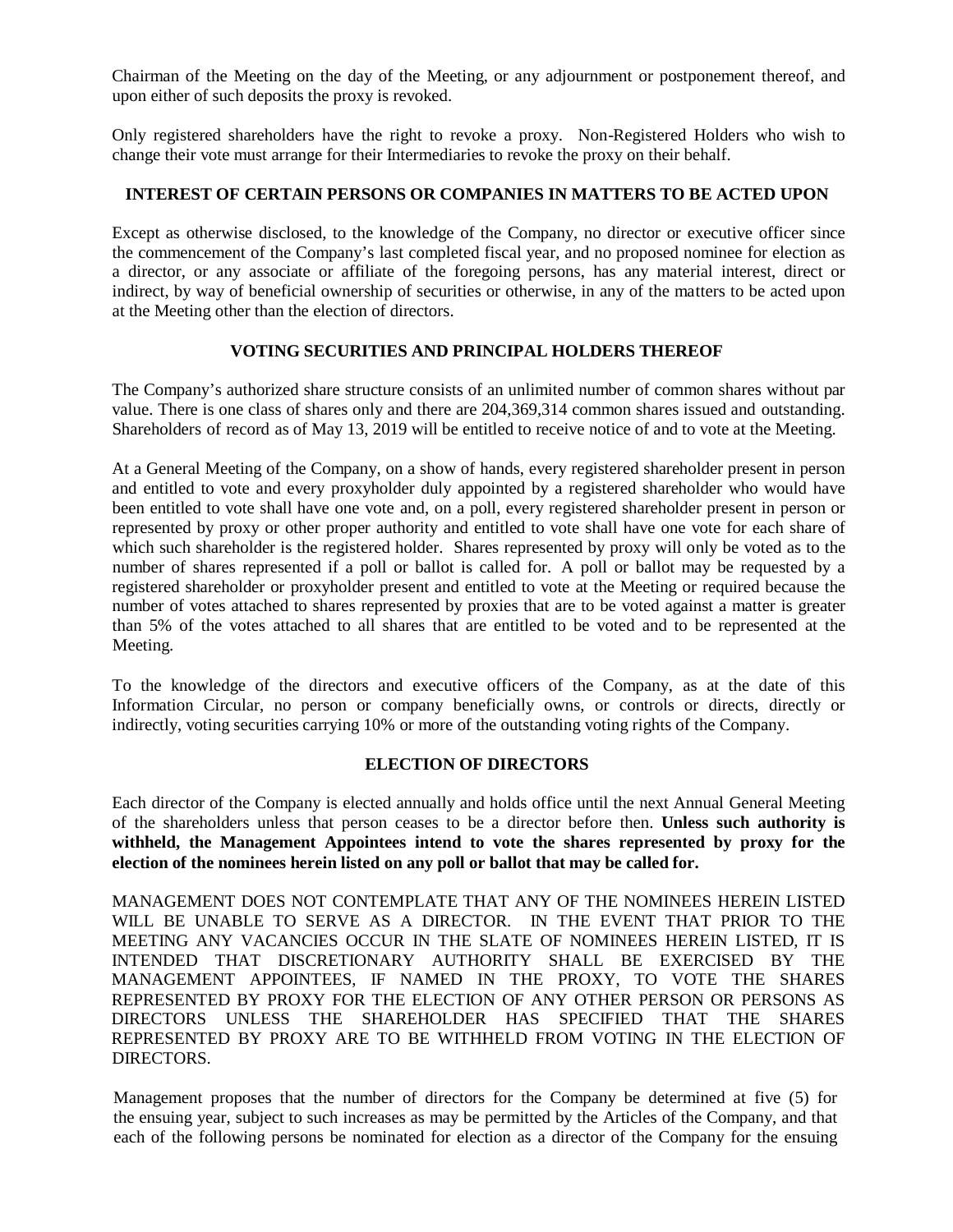Chairman of the Meeting on the day of the Meeting, or any adjournment or postponement thereof, and upon either of such deposits the proxy is revoked.

Only registered shareholders have the right to revoke a proxy. Non-Registered Holders who wish to change their vote must arrange for their Intermediaries to revoke the proxy on their behalf.

## INTEREST OF CERTAIN PERSONS OR COMPANIES IN MATTERS TO BE ACTED UPON

Except as otherwise disclosed, to the knowledge of the Company, no director or executive officer since the commencement of the Company's last completed fiscal year, and no proposed nominee for election as a director, or any associate or affiliate of the foregoing persons, has any material interest, direct or indirect, by way of beneficial ownership of securities or otherwise, in any of the matters to be acted upon at the Meeting other than the election of directors.

## VOTING SECURITIES AND PRINCIPAL HOLDERS THEREOF

The Company's authorized share structure consists of an unlimited number of common shares without par value. There is one class of shares only and there are 204,369,314 common shares issued and outstanding. Shareholders of record as of May 13, 2019 will be entitled to receive notice of and to vote at the Meeting.

At a General Meeting of the Company, on a show of hands, every registered shareholder present in person and entitled to vote and every proxyholder duly appointed by a registered shareholder who would have been entitled to vote shall have one vote and, on a poll, every registered shareholder present in person or represented by proxy or other proper authority and entitled to vote shall have one vote for each share of which such shareholder is the registered holder. Shares represented by proxy will only be voted as to the number of shares represented if a poll or ballot is called for. A poll or ballot may be requested by a registered shareholder or proxyholder present and entitled to vote at the Meeting or required because the number of votes attached to shares represented by proxies that are to be voted against a matter is greater than 5% of the votes attached to all shares that are entitled to be voted and to be represented at the Meeting.

To the knowledge of the directors and executive officers of the Company, as at the date of this Information Circular, no person or company beneficially owns, or controls or directs, directly or indirectly, voting securities carrying 10% or more of the outstanding voting rights of the Company.

## ELECTION OF DIRECTORS

Each director of the Company is elected annually and holds office until the next Annual General Meeting of the shareholders unless that person ceases to be a director before then. **Unless such authority is withheld, the Management Appointees intend to vote the shares represented by proxy for the election of the nominees herein listed on any poll or ballot that may be called for.**

MANAGEMENT DOES NOT CONTEMPLATE THAT ANY OF THE NOMINEES HEREIN LISTED WILL BE UNABLE TO SERVE AS A DIRECTOR. IN THE EVENT THAT PRIOR TO THE MEETING ANY VACANCIES OCCUR IN THE SLATE OF NOMINEES HEREIN LISTED, IT IS INTENDED THAT DISCRETIONARY AUTHORITY SHALL BE EXERCISED BY THE MANAGEMENT APPOINTEES, IF NAMED IN THE PROXY, TO VOTE THE SHARES REPRESENTED BY PROXY FOR THE ELECTION OF ANY OTHER PERSON OR PERSONS AS DIRECTORS UNLESS THE SHAREHOLDER HAS SPECIFIED THAT THE SHARES REPRESENTED BY PROXY ARE TO BE WITHHELD FROM VOTING IN THE ELECTION OF DIRECTORS.

Management proposes that the number of directors for the Company be determined at five (5) for the ensuing year, subject to such increases as may be permitted by the Articles of the Company, and that each of the following persons be nominated for election as a director of the Company for the ensuing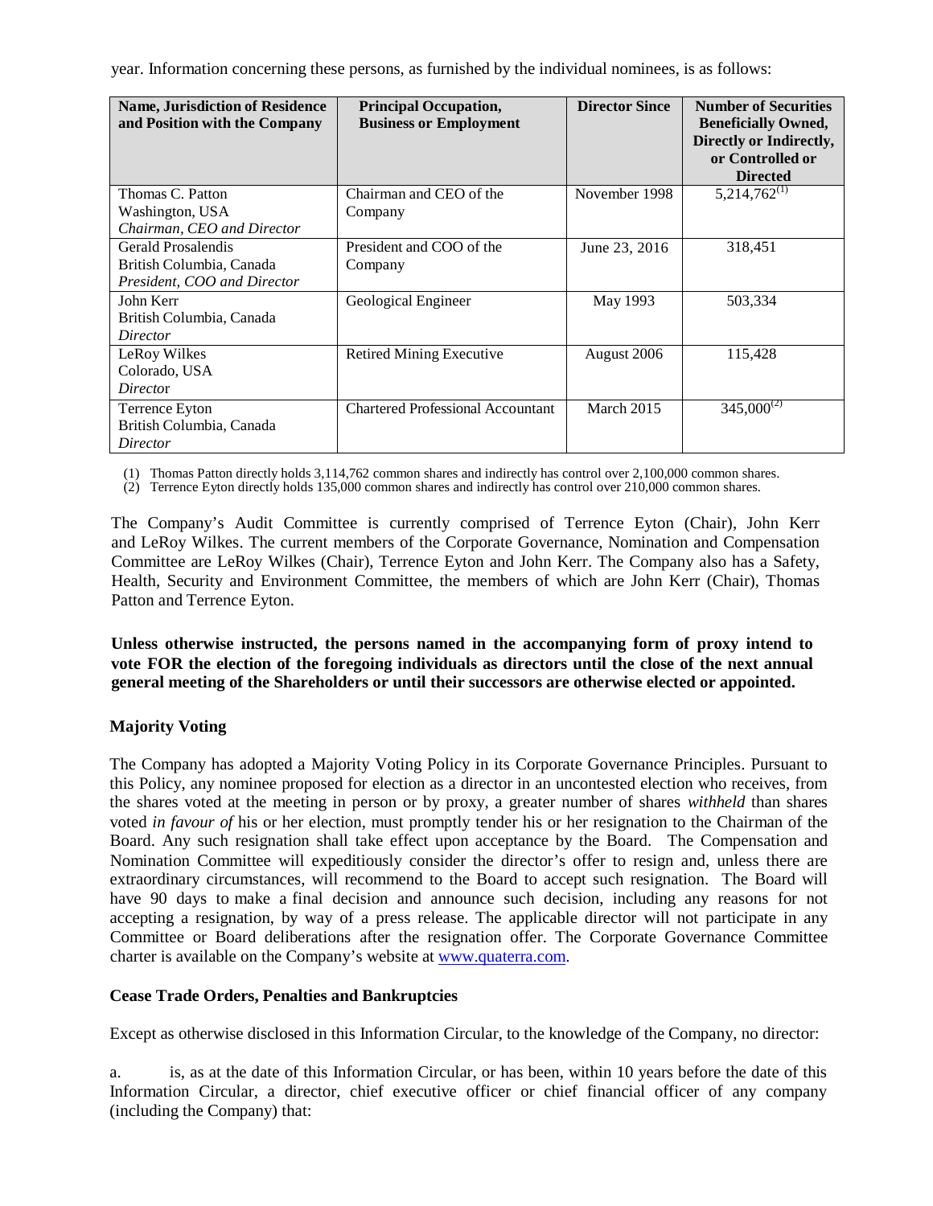year. Information concerning these persons, as furnished by the individual nominees, is as follows:

| Name, Jurisdiction of Residence and Position with the Company | Principal Occupation, Business or Employment | Director Since | Number of Securities Beneficially Owned, Directly or Indirectly, or Controlled or Directed |
|---|---|---|---|
| Thomas C. Patton<br>Washington, USA<br>*Chairman, CEO and Director* | Chairman and CEO of the Company | November 1998 | 5,214,762[(1)] |
| Gerald Prosalendis<br>British Columbia, Canada<br>*President, COO and Director* | President and COO of the Company | June 23, 2016 | 318,451 |
| John Kerr<br>British Columbia, Canada<br>*Director* | Geological Engineer | May 1993 | 503,334 |
| LeRoy Wilkes<br>Colorado, USA<br>*Director* | Retired Mining Executive | August 2006 | 115,428 |
| Terrence Eyton<br>British Columbia, Canada<br>*Director* | Chartered Professional Accountant | March 2015 | 345,000[(2)] |

(1) Thomas Patton directly holds 3,114,762 common shares and indirectly has control over 2,100,000 common shares.
(2) Terrence Eyton directly holds 135,000 common shares and indirectly has control over 210,000 common shares.

The Company's Audit Committee is currently comprised of Terrence Eyton (Chair), John Kerr and LeRoy Wilkes. The current members of the Corporate Governance, Nomination and Compensation Committee are LeRoy Wilkes (Chair), Terrence Eyton and John Kerr. The Company also has a Safety, Health, Security and Environment Committee, the members of which are John Kerr (Chair), Thomas Patton and Terrence Eyton.

**Unless otherwise instructed, the persons named in the accompanying form of proxy intend to vote FOR the election of the foregoing individuals as directors until the close of the next annual general meeting of the Shareholders or until their successors are otherwise elected or appointed.**

### Majority Voting

The Company has adopted a Majority Voting Policy in its Corporate Governance Principles. Pursuant to this Policy, any nominee proposed for election as a director in an uncontested election who receives, from the shares voted at the meeting in person or by proxy, a greater number of shares *withheld* than shares voted *in favour of* his or her election, must promptly tender his or her resignation to the Chairman of the Board. Any such resignation shall take effect upon acceptance by the Board. The Compensation and Nomination Committee will expeditiously consider the director's offer to resign and, unless there are extraordinary circumstances, will recommend to the Board to accept such resignation. The Board will have 90 days to make a final decision and announce such decision, including any reasons for not accepting a resignation, by way of a press release. The applicable director will not participate in any Committee or Board deliberations after the resignation offer. The Corporate Governance Committee charter is available on the Company's website at www.quaterra.com.

### Cease Trade Orders, Penalties and Bankruptcies

Except as otherwise disclosed in this Information Circular, to the knowledge of the Company, no director:

a. is, as at the date of this Information Circular, or has been, within 10 years before the date of this Information Circular, a director, chief executive officer or chief financial officer of any company (including the Company) that: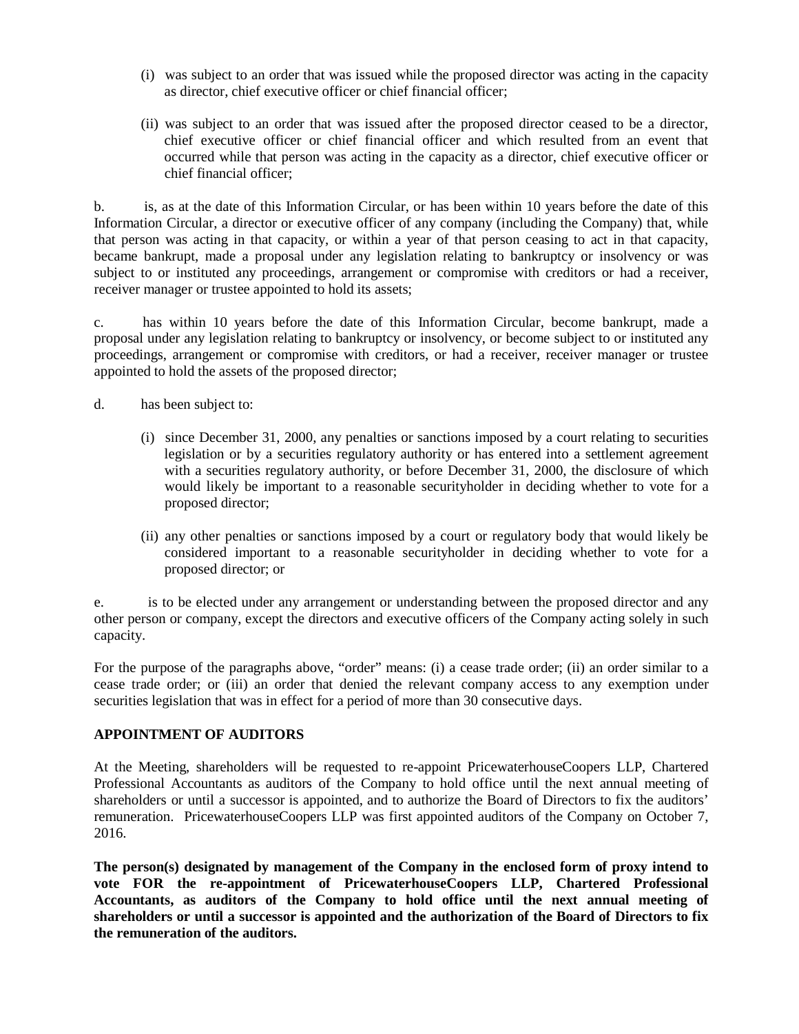(i) was subject to an order that was issued while the proposed director was acting in the capacity as director, chief executive officer or chief financial officer;

(ii) was subject to an order that was issued after the proposed director ceased to be a director, chief executive officer or chief financial officer and which resulted from an event that occurred while that person was acting in the capacity as a director, chief executive officer or chief financial officer;

b. is, as at the date of this Information Circular, or has been within 10 years before the date of this Information Circular, a director or executive officer of any company (including the Company) that, while that person was acting in that capacity, or within a year of that person ceasing to act in that capacity, became bankrupt, made a proposal under any legislation relating to bankruptcy or insolvency or was subject to or instituted any proceedings, arrangement or compromise with creditors or had a receiver, receiver manager or trustee appointed to hold its assets;

c. has within 10 years before the date of this Information Circular, become bankrupt, made a proposal under any legislation relating to bankruptcy or insolvency, or become subject to or instituted any proceedings, arrangement or compromise with creditors, or had a receiver, receiver manager or trustee appointed to hold the assets of the proposed director;

d. has been subject to:

(i) since December 31, 2000, any penalties or sanctions imposed by a court relating to securities legislation or by a securities regulatory authority or has entered into a settlement agreement with a securities regulatory authority, or before December 31, 2000, the disclosure of which would likely be important to a reasonable securityholder in deciding whether to vote for a proposed director;

(ii) any other penalties or sanctions imposed by a court or regulatory body that would likely be considered important to a reasonable securityholder in deciding whether to vote for a proposed director; or

e. is to be elected under any arrangement or understanding between the proposed director and any other person or company, except the directors and executive officers of the Company acting solely in such capacity.

For the purpose of the paragraphs above, "order" means: (i) a cease trade order; (ii) an order similar to a cease trade order; or (iii) an order that denied the relevant company access to any exemption under securities legislation that was in effect for a period of more than 30 consecutive days.

## APPOINTMENT OF AUDITORS

At the Meeting, shareholders will be requested to re-appoint PricewaterhouseCoopers LLP, Chartered Professional Accountants as auditors of the Company to hold office until the next annual meeting of shareholders or until a successor is appointed, and to authorize the Board of Directors to fix the auditors' remuneration. PricewaterhouseCoopers LLP was first appointed auditors of the Company on October 7, 2016.

**The person(s) designated by management of the Company in the enclosed form of proxy intend to vote FOR the re-appointment of PricewaterhouseCoopers LLP, Chartered Professional Accountants, as auditors of the Company to hold office until the next annual meeting of shareholders or until a successor is appointed and the authorization of the Board of Directors to fix the remuneration of the auditors.**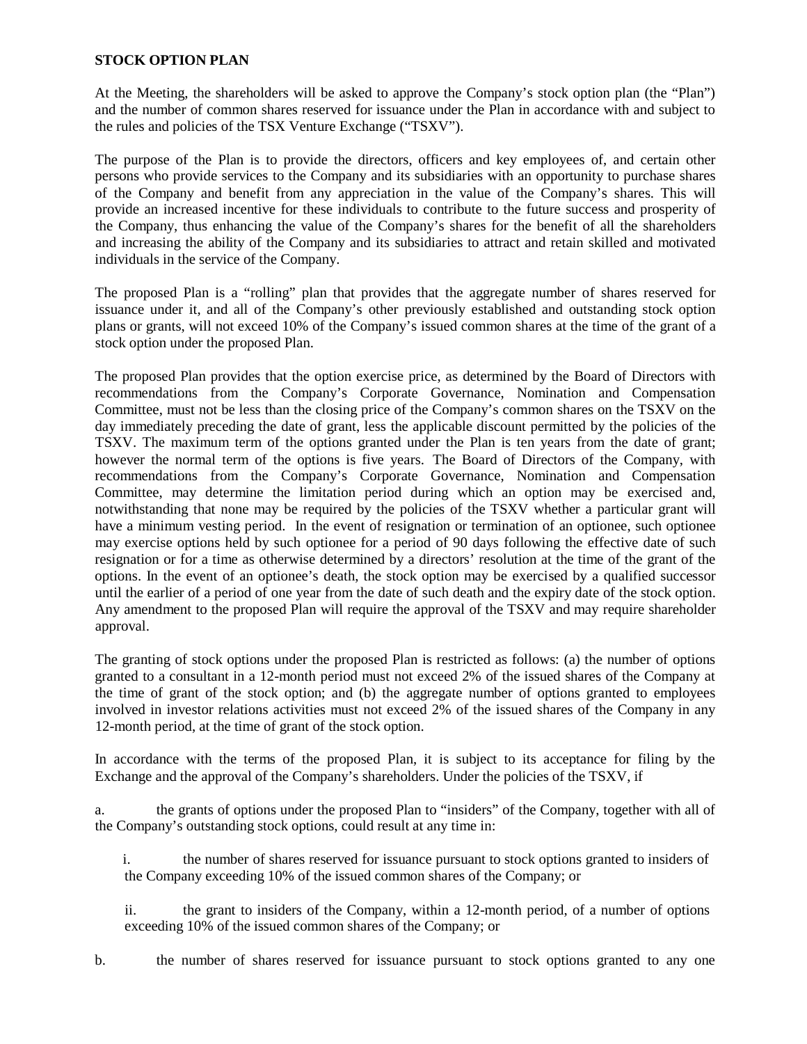**STOCK OPTION PLAN**

At the Meeting, the shareholders will be asked to approve the Company's stock option plan (the "Plan") and the number of common shares reserved for issuance under the Plan in accordance with and subject to the rules and policies of the TSX Venture Exchange ("TSXV").

The purpose of the Plan is to provide the directors, officers and key employees of, and certain other persons who provide services to the Company and its subsidiaries with an opportunity to purchase shares of the Company and benefit from any appreciation in the value of the Company's shares. This will provide an increased incentive for these individuals to contribute to the future success and prosperity of the Company, thus enhancing the value of the Company's shares for the benefit of all the shareholders and increasing the ability of the Company and its subsidiaries to attract and retain skilled and motivated individuals in the service of the Company.

The proposed Plan is a "rolling" plan that provides that the aggregate number of shares reserved for issuance under it, and all of the Company's other previously established and outstanding stock option plans or grants, will not exceed 10% of the Company's issued common shares at the time of the grant of a stock option under the proposed Plan.

The proposed Plan provides that the option exercise price, as determined by the Board of Directors with recommendations from the Company's Corporate Governance, Nomination and Compensation Committee, must not be less than the closing price of the Company's common shares on the TSXV on the day immediately preceding the date of grant, less the applicable discount permitted by the policies of the TSXV. The maximum term of the options granted under the Plan is ten years from the date of grant; however the normal term of the options is five years. The Board of Directors of the Company, with recommendations from the Company's Corporate Governance, Nomination and Compensation Committee, may determine the limitation period during which an option may be exercised and, notwithstanding that none may be required by the policies of the TSXV whether a particular grant will have a minimum vesting period. In the event of resignation or termination of an optionee, such optionee may exercise options held by such optionee for a period of 90 days following the effective date of such resignation or for a time as otherwise determined by a directors' resolution at the time of the grant of the options. In the event of an optionee's death, the stock option may be exercised by a qualified successor until the earlier of a period of one year from the date of such death and the expiry date of the stock option. Any amendment to the proposed Plan will require the approval of the TSXV and may require shareholder approval.

The granting of stock options under the proposed Plan is restricted as follows: (a) the number of options granted to a consultant in a 12-month period must not exceed 2% of the issued shares of the Company at the time of grant of the stock option; and (b) the aggregate number of options granted to employees involved in investor relations activities must not exceed 2% of the issued shares of the Company in any 12-month period, at the time of grant of the stock option.

In accordance with the terms of the proposed Plan, it is subject to its acceptance for filing by the Exchange and the approval of the Company's shareholders. Under the policies of the TSXV, if

a. the grants of options under the proposed Plan to "insiders" of the Company, together with all of the Company's outstanding stock options, could result at any time in:

   i. the number of shares reserved for issuance pursuant to stock options granted to insiders of the Company exceeding 10% of the issued common shares of the Company; or

   ii. the grant to insiders of the Company, within a 12-month period, of a number of options exceeding 10% of the issued common shares of the Company; or

b. the number of shares reserved for issuance pursuant to stock options granted to any one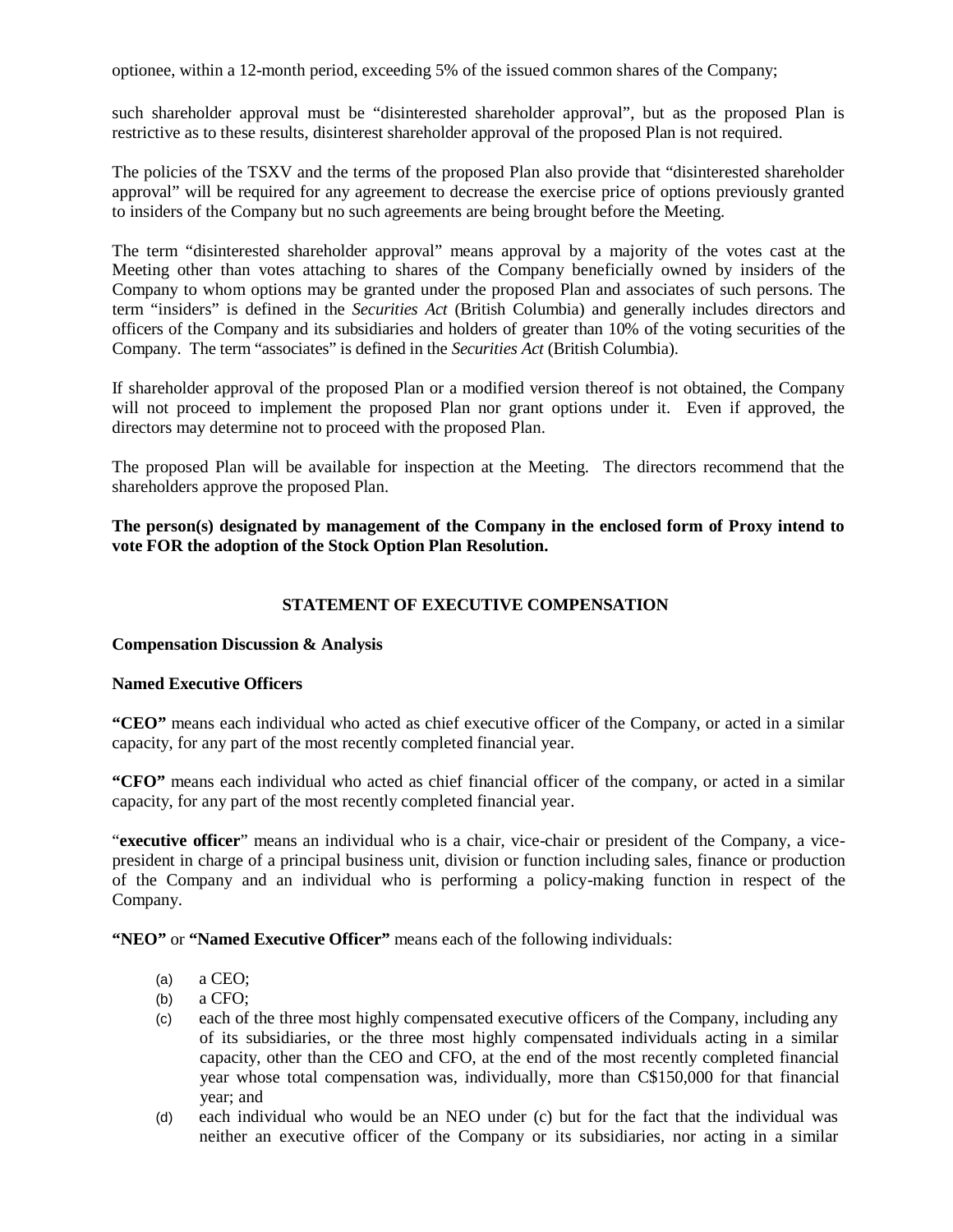optionee, within a 12-month period, exceeding 5% of the issued common shares of the Company;

such shareholder approval must be "disinterested shareholder approval", but as the proposed Plan is restrictive as to these results, disinterest shareholder approval of the proposed Plan is not required.

The policies of the TSXV and the terms of the proposed Plan also provide that "disinterested shareholder approval" will be required for any agreement to decrease the exercise price of options previously granted to insiders of the Company but no such agreements are being brought before the Meeting.

The term "disinterested shareholder approval" means approval by a majority of the votes cast at the Meeting other than votes attaching to shares of the Company beneficially owned by insiders of the Company to whom options may be granted under the proposed Plan and associates of such persons. The term "insiders" is defined in the *Securities Act* (British Columbia) and generally includes directors and officers of the Company and its subsidiaries and holders of greater than 10% of the voting securities of the Company. The term "associates" is defined in the *Securities Act* (British Columbia).

If shareholder approval of the proposed Plan or a modified version thereof is not obtained, the Company will not proceed to implement the proposed Plan nor grant options under it. Even if approved, the directors may determine not to proceed with the proposed Plan.

The proposed Plan will be available for inspection at the Meeting. The directors recommend that the shareholders approve the proposed Plan.

**The person(s) designated by management of the Company in the enclosed form of Proxy intend to vote FOR the adoption of the Stock Option Plan Resolution.**

## STATEMENT OF EXECUTIVE COMPENSATION

### Compensation Discussion & Analysis

### Named Executive Officers

**"CEO"** means each individual who acted as chief executive officer of the Company, or acted in a similar capacity, for any part of the most recently completed financial year.

**"CFO"** means each individual who acted as chief financial officer of the company, or acted in a similar capacity, for any part of the most recently completed financial year.

"**executive officer**" means an individual who is a chair, vice-chair or president of the Company, a vice-president in charge of a principal business unit, division or function including sales, finance or production of the Company and an individual who is performing a policy-making function in respect of the Company.

**"NEO"** or **"Named Executive Officer"** means each of the following individuals:

(a) a CEO;
(b) a CFO;
(c) each of the three most highly compensated executive officers of the Company, including any of its subsidiaries, or the three most highly compensated individuals acting in a similar capacity, other than the CEO and CFO, at the end of the most recently completed financial year whose total compensation was, individually, more than C$150,000 for that financial year; and
(d) each individual who would be an NEO under (c) but for the fact that the individual was neither an executive officer of the Company or its subsidiaries, nor acting in a similar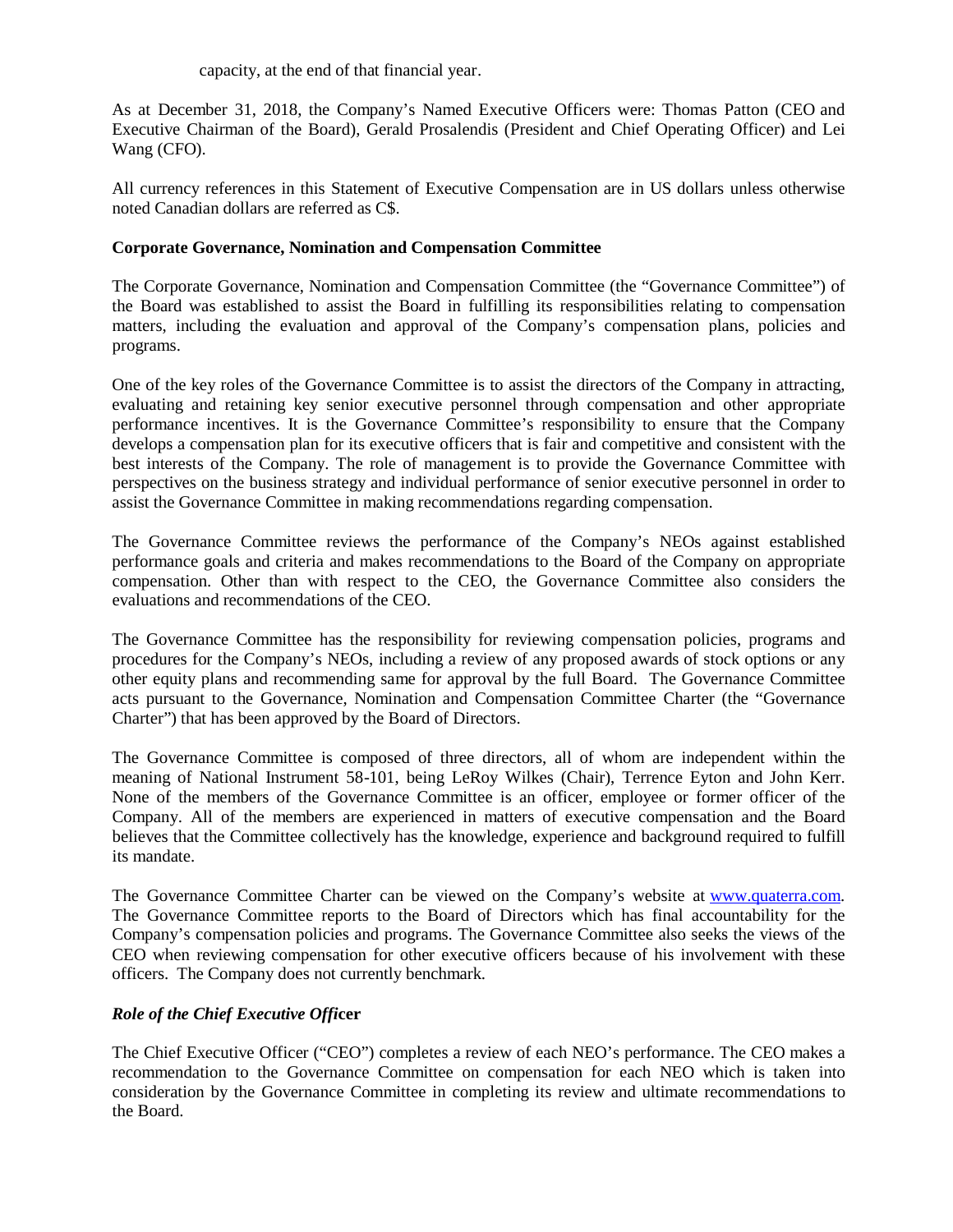capacity, at the end of that financial year.

As at December 31, 2018, the Company's Named Executive Officers were: Thomas Patton (CEO and Executive Chairman of the Board), Gerald Prosalendis (President and Chief Operating Officer) and Lei Wang (CFO).

All currency references in this Statement of Executive Compensation are in US dollars unless otherwise noted Canadian dollars are referred as C$.

**Corporate Governance, Nomination and Compensation Committee**

The Corporate Governance, Nomination and Compensation Committee (the "Governance Committee") of the Board was established to assist the Board in fulfilling its responsibilities relating to compensation matters, including the evaluation and approval of the Company's compensation plans, policies and programs.

One of the key roles of the Governance Committee is to assist the directors of the Company in attracting, evaluating and retaining key senior executive personnel through compensation and other appropriate performance incentives. It is the Governance Committee's responsibility to ensure that the Company develops a compensation plan for its executive officers that is fair and competitive and consistent with the best interests of the Company. The role of management is to provide the Governance Committee with perspectives on the business strategy and individual performance of senior executive personnel in order to assist the Governance Committee in making recommendations regarding compensation.

The Governance Committee reviews the performance of the Company's NEOs against established performance goals and criteria and makes recommendations to the Board of the Company on appropriate compensation. Other than with respect to the CEO, the Governance Committee also considers the evaluations and recommendations of the CEO.

The Governance Committee has the responsibility for reviewing compensation policies, programs and procedures for the Company's NEOs, including a review of any proposed awards of stock options or any other equity plans and recommending same for approval by the full Board. The Governance Committee acts pursuant to the Governance, Nomination and Compensation Committee Charter (the "Governance Charter") that has been approved by the Board of Directors.

The Governance Committee is composed of three directors, all of whom are independent within the meaning of National Instrument 58-101, being LeRoy Wilkes (Chair), Terrence Eyton and John Kerr. None of the members of the Governance Committee is an officer, employee or former officer of the Company. All of the members are experienced in matters of executive compensation and the Board believes that the Committee collectively has the knowledge, experience and background required to fulfill its mandate.

The Governance Committee Charter can be viewed on the Company's website at www.quaterra.com. The Governance Committee reports to the Board of Directors which has final accountability for the Company's compensation policies and programs. The Governance Committee also seeks the views of the CEO when reviewing compensation for other executive officers because of his involvement with these officers. The Company does not currently benchmark.

***Role of the Chief Executive Officer***

The Chief Executive Officer ("CEO") completes a review of each NEO's performance. The CEO makes a recommendation to the Governance Committee on compensation for each NEO which is taken into consideration by the Governance Committee in completing its review and ultimate recommendations to the Board.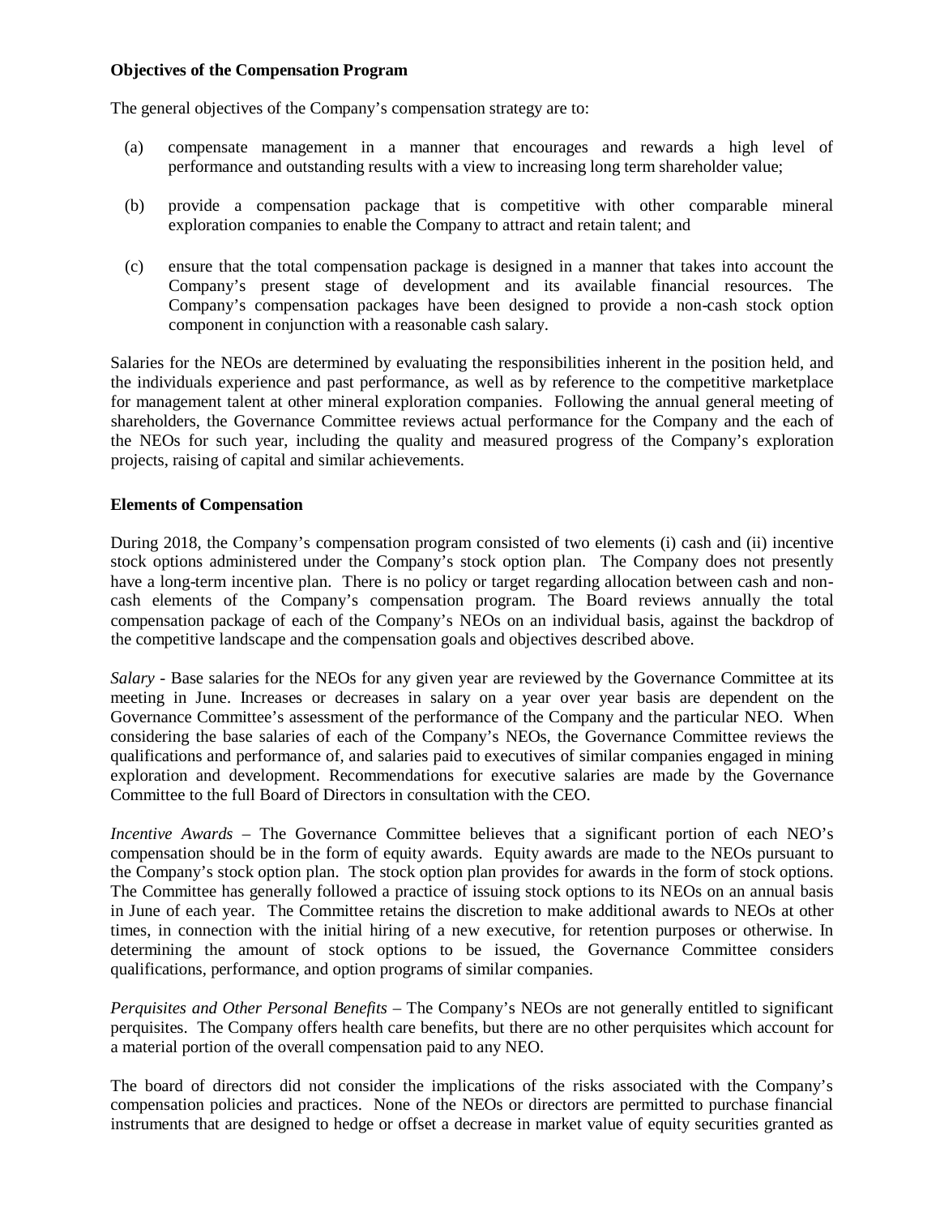**Objectives of the Compensation Program**

The general objectives of the Company's compensation strategy are to:

(a) compensate management in a manner that encourages and rewards a high level of performance and outstanding results with a view to increasing long term shareholder value;

(b) provide a compensation package that is competitive with other comparable mineral exploration companies to enable the Company to attract and retain talent; and

(c) ensure that the total compensation package is designed in a manner that takes into account the Company's present stage of development and its available financial resources. The Company's compensation packages have been designed to provide a non-cash stock option component in conjunction with a reasonable cash salary.

Salaries for the NEOs are determined by evaluating the responsibilities inherent in the position held, and the individuals experience and past performance, as well as by reference to the competitive marketplace for management talent at other mineral exploration companies. Following the annual general meeting of shareholders, the Governance Committee reviews actual performance for the Company and the each of the NEOs for such year, including the quality and measured progress of the Company's exploration projects, raising of capital and similar achievements.

**Elements of Compensation**

During 2018, the Company's compensation program consisted of two elements (i) cash and (ii) incentive stock options administered under the Company's stock option plan. The Company does not presently have a long-term incentive plan. There is no policy or target regarding allocation between cash and non-cash elements of the Company's compensation program. The Board reviews annually the total compensation package of each of the Company's NEOs on an individual basis, against the backdrop of the competitive landscape and the compensation goals and objectives described above.

*Salary* - Base salaries for the NEOs for any given year are reviewed by the Governance Committee at its meeting in June. Increases or decreases in salary on a year over year basis are dependent on the Governance Committee's assessment of the performance of the Company and the particular NEO. When considering the base salaries of each of the Company's NEOs, the Governance Committee reviews the qualifications and performance of, and salaries paid to executives of similar companies engaged in mining exploration and development. Recommendations for executive salaries are made by the Governance Committee to the full Board of Directors in consultation with the CEO.

*Incentive Awards* – The Governance Committee believes that a significant portion of each NEO's compensation should be in the form of equity awards. Equity awards are made to the NEOs pursuant to the Company's stock option plan. The stock option plan provides for awards in the form of stock options. The Committee has generally followed a practice of issuing stock options to its NEOs on an annual basis in June of each year. The Committee retains the discretion to make additional awards to NEOs at other times, in connection with the initial hiring of a new executive, for retention purposes or otherwise. In determining the amount of stock options to be issued, the Governance Committee considers qualifications, performance, and option programs of similar companies.

*Perquisites and Other Personal Benefits* – The Company's NEOs are not generally entitled to significant perquisites. The Company offers health care benefits, but there are no other perquisites which account for a material portion of the overall compensation paid to any NEO.

The board of directors did not consider the implications of the risks associated with the Company's compensation policies and practices. None of the NEOs or directors are permitted to purchase financial instruments that are designed to hedge or offset a decrease in market value of equity securities granted as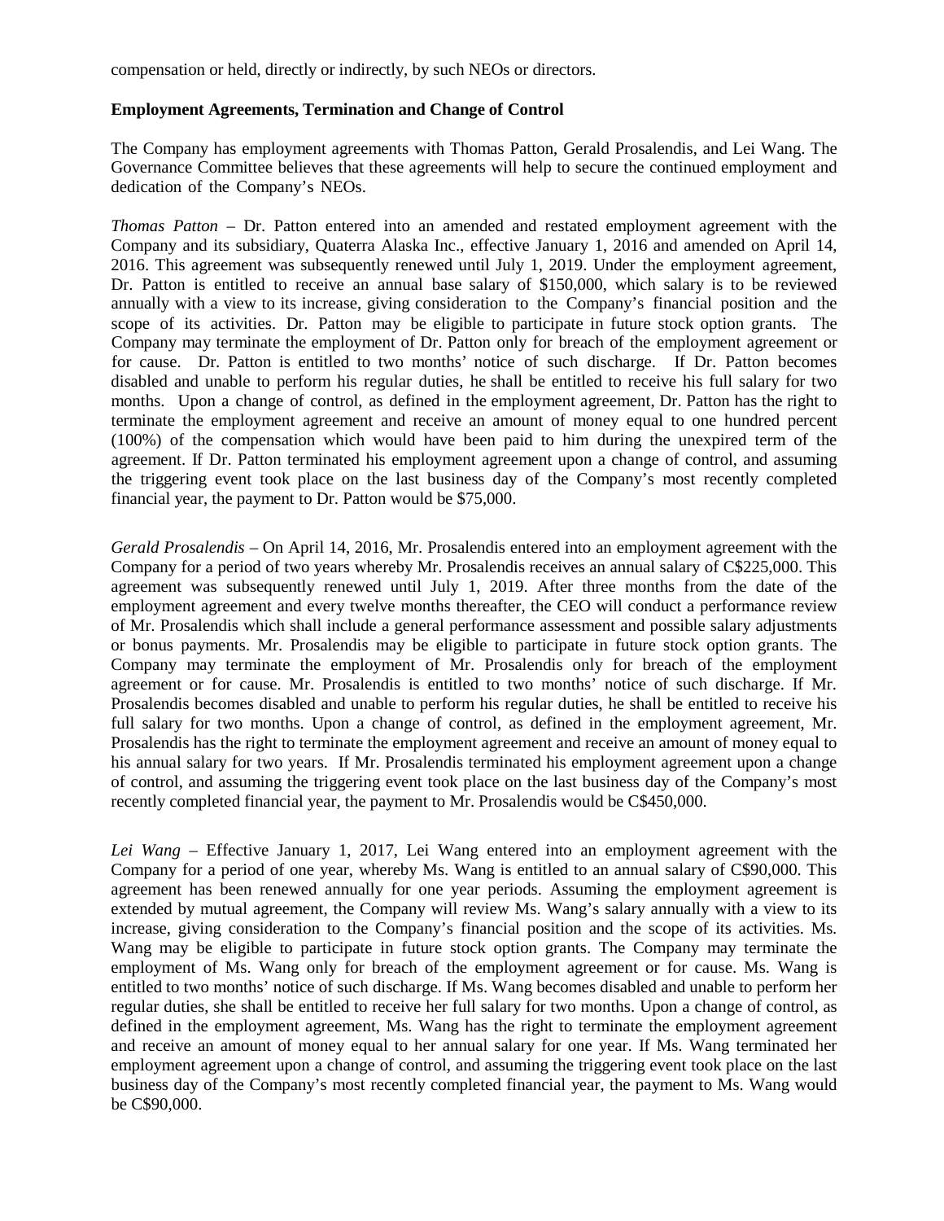compensation or held, directly or indirectly, by such NEOs or directors.

**Employment Agreements, Termination and Change of Control**

The Company has employment agreements with Thomas Patton, Gerald Prosalendis, and Lei Wang. The Governance Committee believes that these agreements will help to secure the continued employment and dedication of the Company's NEOs.

*Thomas Patton* – Dr. Patton entered into an amended and restated employment agreement with the Company and its subsidiary, Quaterra Alaska Inc., effective January 1, 2016 and amended on April 14, 2016. This agreement was subsequently renewed until July 1, 2019. Under the employment agreement, Dr. Patton is entitled to receive an annual base salary of $150,000, which salary is to be reviewed annually with a view to its increase, giving consideration to the Company's financial position and the scope of its activities. Dr. Patton may be eligible to participate in future stock option grants. The Company may terminate the employment of Dr. Patton only for breach of the employment agreement or for cause. Dr. Patton is entitled to two months' notice of such discharge. If Dr. Patton becomes disabled and unable to perform his regular duties, he shall be entitled to receive his full salary for two months. Upon a change of control, as defined in the employment agreement, Dr. Patton has the right to terminate the employment agreement and receive an amount of money equal to one hundred percent (100%) of the compensation which would have been paid to him during the unexpired term of the agreement. If Dr. Patton terminated his employment agreement upon a change of control, and assuming the triggering event took place on the last business day of the Company's most recently completed financial year, the payment to Dr. Patton would be $75,000.

*Gerald Prosalendis* – On April 14, 2016, Mr. Prosalendis entered into an employment agreement with the Company for a period of two years whereby Mr. Prosalendis receives an annual salary of C$225,000. This agreement was subsequently renewed until July 1, 2019. After three months from the date of the employment agreement and every twelve months thereafter, the CEO will conduct a performance review of Mr. Prosalendis which shall include a general performance assessment and possible salary adjustments or bonus payments. Mr. Prosalendis may be eligible to participate in future stock option grants. The Company may terminate the employment of Mr. Prosalendis only for breach of the employment agreement or for cause. Mr. Prosalendis is entitled to two months' notice of such discharge. If Mr. Prosalendis becomes disabled and unable to perform his regular duties, he shall be entitled to receive his full salary for two months. Upon a change of control, as defined in the employment agreement, Mr. Prosalendis has the right to terminate the employment agreement and receive an amount of money equal to his annual salary for two years. If Mr. Prosalendis terminated his employment agreement upon a change of control, and assuming the triggering event took place on the last business day of the Company's most recently completed financial year, the payment to Mr. Prosalendis would be C$450,000.

*Lei Wang* – Effective January 1, 2017, Lei Wang entered into an employment agreement with the Company for a period of one year, whereby Ms. Wang is entitled to an annual salary of C$90,000. This agreement has been renewed annually for one year periods. Assuming the employment agreement is extended by mutual agreement, the Company will review Ms. Wang's salary annually with a view to its increase, giving consideration to the Company's financial position and the scope of its activities. Ms. Wang may be eligible to participate in future stock option grants. The Company may terminate the employment of Ms. Wang only for breach of the employment agreement or for cause. Ms. Wang is entitled to two months' notice of such discharge. If Ms. Wang becomes disabled and unable to perform her regular duties, she shall be entitled to receive her full salary for two months. Upon a change of control, as defined in the employment agreement, Ms. Wang has the right to terminate the employment agreement and receive an amount of money equal to her annual salary for one year. If Ms. Wang terminated her employment agreement upon a change of control, and assuming the triggering event took place on the last business day of the Company's most recently completed financial year, the payment to Ms. Wang would be C$90,000.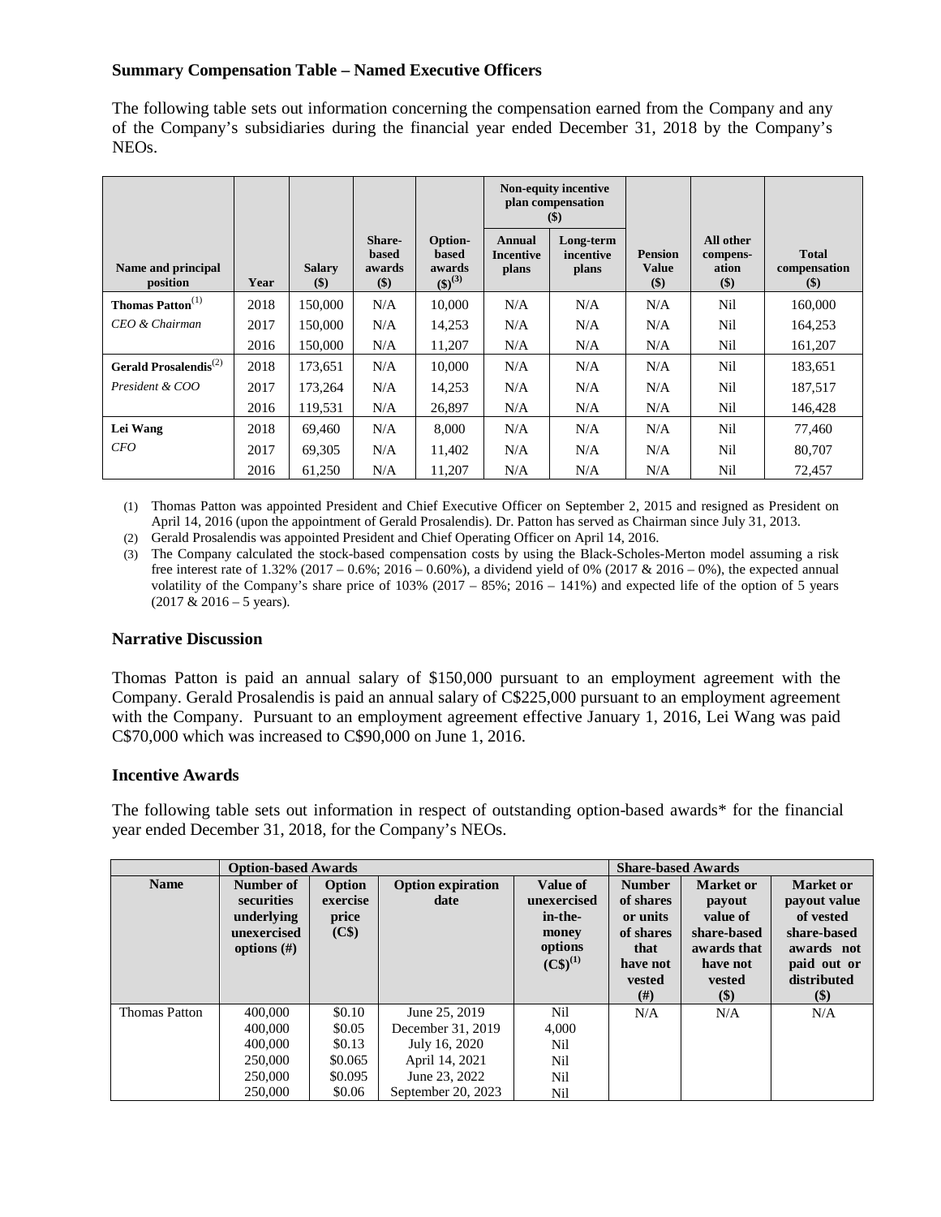### Summary Compensation Table – Named Executive Officers

The following table sets out information concerning the compensation earned from the Company and any of the Company's subsidiaries during the financial year ended December 31, 2018 by the Company's NEOs.

| Name and principal position | Year | Salary ($) | Share-based awards ($) | Option-based awards ($)[(3)] | Non-equity incentive plan compensation ($) | | Pension Value ($) | All other compens-ation ($) | Total compensation ($) |
|---|---|---|---|---|---|---|---|---|---|
| | | | | | Annual Incentive plans | Long-term incentive plans | | | |
| **Thomas Patton**[(1)] | 2018 | 150,000 | N/A | 10,000 | N/A | N/A | N/A | Nil | 160,000 |
| *CEO & Chairman* | 2017 | 150,000 | N/A | 14,253 | N/A | N/A | N/A | Nil | 164,253 |
| | 2016 | 150,000 | N/A | 11,207 | N/A | N/A | N/A | Nil | 161,207 |
| **Gerald Prosalendis**[(2)] | 2018 | 173,651 | N/A | 10,000 | N/A | N/A | N/A | Nil | 183,651 |
| *President & COO* | 2017 | 173,264 | N/A | 14,253 | N/A | N/A | N/A | Nil | 187,517 |
| | 2016 | 119,531 | N/A | 26,897 | N/A | N/A | N/A | Nil | 146,428 |
| **Lei Wang** | 2018 | 69,460 | N/A | 8,000 | N/A | N/A | N/A | Nil | 77,460 |
| *CFO* | 2017 | 69,305 | N/A | 11,402 | N/A | N/A | N/A | Nil | 80,707 |
| | 2016 | 61,250 | N/A | 11,207 | N/A | N/A | N/A | Nil | 72,457 |

(1) Thomas Patton was appointed President and Chief Executive Officer on September 2, 2015 and resigned as President on April 14, 2016 (upon the appointment of Gerald Prosalendis). Dr. Patton has served as Chairman since July 31, 2013.

(2) Gerald Prosalendis was appointed President and Chief Operating Officer on April 14, 2016.

(3) The Company calculated the stock-based compensation costs by using the Black-Scholes-Merton model assuming a risk free interest rate of 1.32% (2017 – 0.6%; 2016 – 0.60%), a dividend yield of 0% (2017 & 2016 – 0%), the expected annual volatility of the Company's share price of 103% (2017 – 85%; 2016 – 141%) and expected life of the option of 5 years (2017 & 2016 – 5 years).

### Narrative Discussion

Thomas Patton is paid an annual salary of $150,000 pursuant to an employment agreement with the Company. Gerald Prosalendis is paid an annual salary of C$225,000 pursuant to an employment agreement with the Company. Pursuant to an employment agreement effective January 1, 2016, Lei Wang was paid C$70,000 which was increased to C$90,000 on June 1, 2016.

### Incentive Awards

The following table sets out information in respect of outstanding option-based awards* for the financial year ended December 31, 2018, for the Company's NEOs.

| | Option-based Awards | | | | Share-based Awards | | |
|---|---|---|---|---|---|---|---|
| **Name** | **Number of securities underlying unexercised options (#)** | **Option exercise price (C$)** | **Option expiration date** | **Value of unexercised in-the-money options (C$)[(1)]** | **Number of shares or units of shares that have not vested (#)** | **Market or payout value of share-based awards that have not vested ($)** | **Market or payout value of vested share-based awards not paid out or distributed ($)** |
| Thomas Patton | 400,000 | $0.10 | June 25, 2019 | Nil | N/A | N/A | N/A |
| | 400,000 | $0.05 | December 31, 2019 | 4,000 | | | |
| | 400,000 | $0.13 | July 16, 2020 | Nil | | | |
| | 250,000 | $0.065 | April 14, 2021 | Nil | | | |
| | 250,000 | $0.095 | June 23, 2022 | Nil | | | |
| | 250,000 | $0.06 | September 20, 2023 | Nil | | | |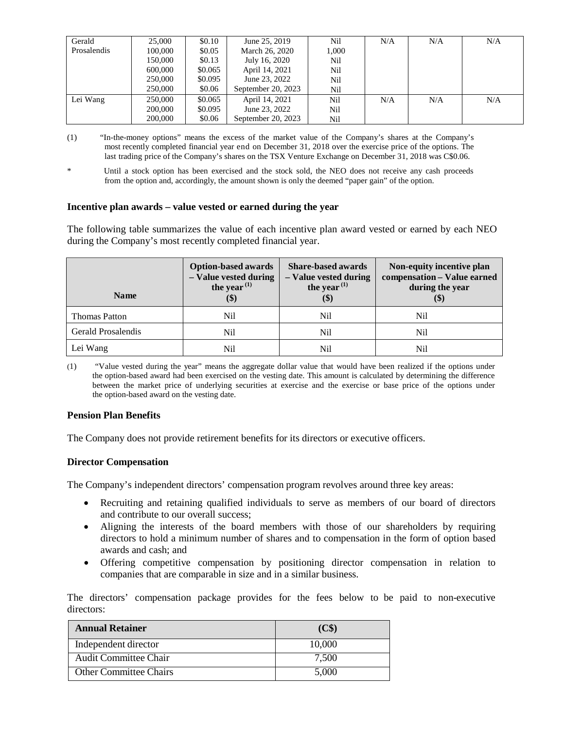| | | | | | | | |
|---|---|---|---|---|---|---|---|
| Gerald Prosalendis | 25,000<br>100,000<br>150,000<br>600,000<br>250,000<br>250,000 | \$0.10<br>\$0.05<br>\$0.13<br>\$0.065<br>\$0.095<br>\$0.06 | June 25, 2019<br>March 26, 2020<br>July 16, 2020<br>April 14, 2021<br>June 23, 2022<br>September 20, 2023 | Nil<br>1,000<br>Nil<br>Nil<br>Nil<br>Nil | N/A | N/A | N/A |
| Lei Wang | 250,000<br>200,000<br>200,000 | \$0.065<br>\$0.095<br>\$0.06 | April 14, 2021<br>June 23, 2022<br>September 20, 2023 | Nil<br>Nil<br>Nil | N/A | N/A | N/A |

(1) "In-the-money options" means the excess of the market value of the Company's shares at the Company's most recently completed financial year end on December 31, 2018 over the exercise price of the options. The last trading price of the Company's shares on the TSX Venture Exchange on December 31, 2018 was C\$0.06.

* Until a stock option has been exercised and the stock sold, the NEO does not receive any cash proceeds from the option and, accordingly, the amount shown is only the deemed "paper gain" of the option.

### Incentive plan awards – value vested or earned during the year

The following table summarizes the value of each incentive plan award vested or earned by each NEO during the Company's most recently completed financial year.

| Name | Option-based awards – Value vested during the year (1) (\$) | Share-based awards – Value vested during the year (1) (\$) | Non-equity incentive plan compensation – Value earned during the year (\$) |
|---|---|---|---|
| Thomas Patton | Nil | Nil | Nil |
| Gerald Prosalendis | Nil | Nil | Nil |
| Lei Wang | Nil | Nil | Nil |

(1) "Value vested during the year" means the aggregate dollar value that would have been realized if the options under the option-based award had been exercised on the vesting date. This amount is calculated by determining the difference between the market price of underlying securities at exercise and the exercise or base price of the options under the option-based award on the vesting date.

### Pension Plan Benefits

The Company does not provide retirement benefits for its directors or executive officers.

### Director Compensation

The Company's independent directors' compensation program revolves around three key areas:

- Recruiting and retaining qualified individuals to serve as members of our board of directors and contribute to our overall success;
- Aligning the interests of the board members with those of our shareholders by requiring directors to hold a minimum number of shares and to compensation in the form of option based awards and cash; and
- Offering competitive compensation by positioning director compensation in relation to companies that are comparable in size and in a similar business.

The directors' compensation package provides for the fees below to be paid to non-executive directors:

| Annual Retainer | (C\$) |
|---|---|
| Independent director | 10,000 |
| Audit Committee Chair | 7,500 |
| Other Committee Chairs | 5,000 |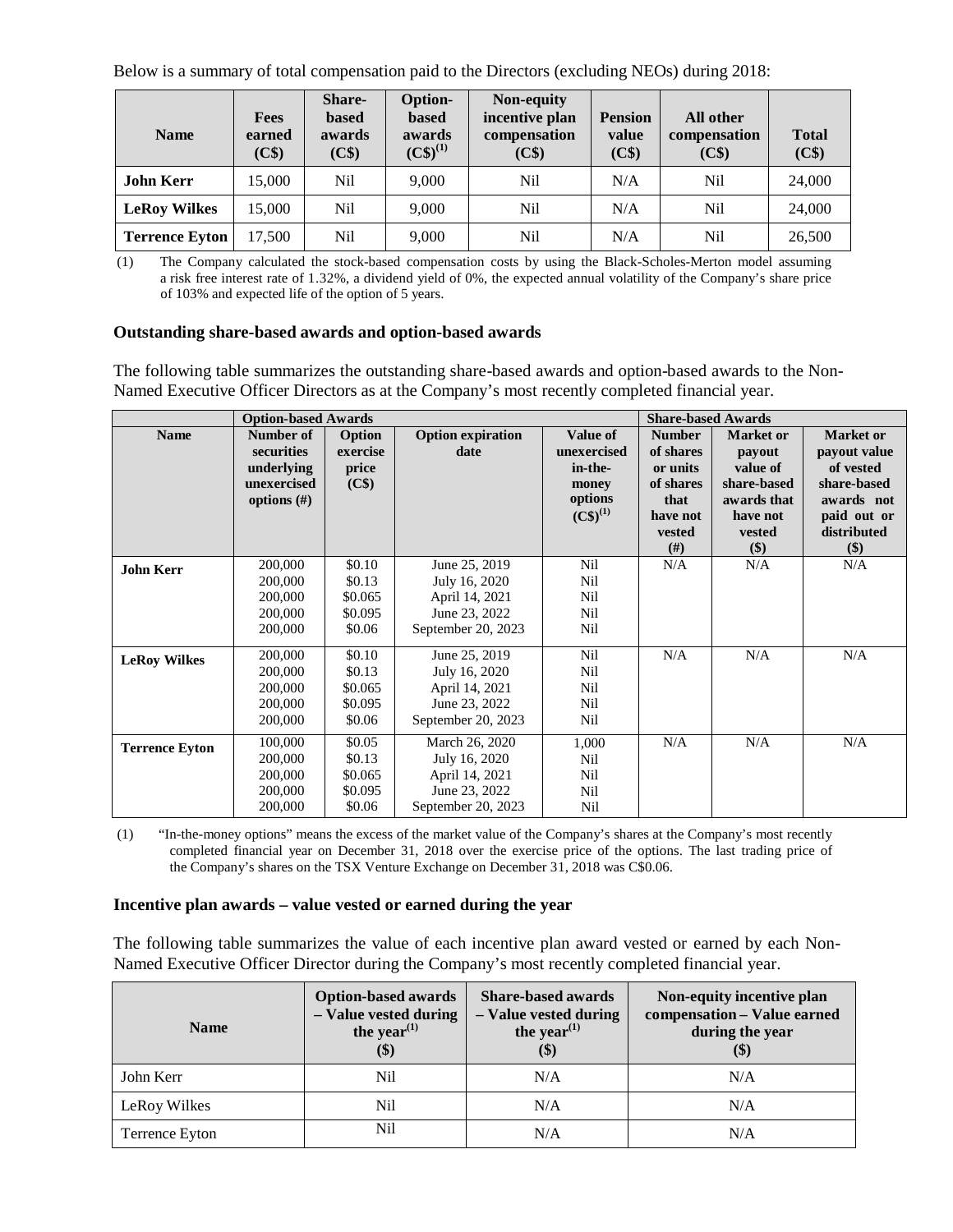Below is a summary of total compensation paid to the Directors (excluding NEOs) during 2018:

| Name | Fees earned (C$) | Share-based awards (C$) | Option-based awards (C$)[(1)] | Non-equity incentive plan compensation (C$) | Pension value (C$) | All other compensation (C$) | Total (C$) |
|---|---|---|---|---|---|---|---|
| **John Kerr** | 15,000 | Nil | 9,000 | Nil | N/A | Nil | 24,000 |
| **LeRoy Wilkes** | 15,000 | Nil | 9,000 | Nil | N/A | Nil | 24,000 |
| **Terrence Eyton** | 17,500 | Nil | 9,000 | Nil | N/A | Nil | 26,500 |

(1) The Company calculated the stock-based compensation costs by using the Black-Scholes-Merton model assuming a risk free interest rate of 1.32%, a dividend yield of 0%, the expected annual volatility of the Company's share price of 103% and expected life of the option of 5 years.

### Outstanding share-based awards and option-based awards

The following table summarizes the outstanding share-based awards and option-based awards to the Non-Named Executive Officer Directors as at the Company's most recently completed financial year.

| | Option-based Awards | | | | Share-based Awards | | |
|---|---|---|---|---|---|---|---|
| **Name** | **Number of securities underlying unexercised options (#)** | **Option exercise price (C$)** | **Option expiration date** | **Value of unexercised in-the-money options (C$)[(1)]** | **Number of shares or units of shares that have not vested (#)** | **Market or payout value of share-based awards that have not vested ($)** | **Market or payout value of vested share-based awards not paid out or distributed ($)** |
| **John Kerr** | 200,000<br>200,000<br>200,000<br>200,000<br>200,000 | $0.10<br>$0.13<br>$0.065<br>$0.095<br>$0.06 | June 25, 2019<br>July 16, 2020<br>April 14, 2021<br>June 23, 2022<br>September 20, 2023 | Nil<br>Nil<br>Nil<br>Nil<br>Nil | N/A | N/A | N/A |
| **LeRoy Wilkes** | 200,000<br>200,000<br>200,000<br>200,000<br>200,000 | $0.10<br>$0.13<br>$0.065<br>$0.095<br>$0.06 | June 25, 2019<br>July 16, 2020<br>April 14, 2021<br>June 23, 2022<br>September 20, 2023 | Nil<br>Nil<br>Nil<br>Nil<br>Nil | N/A | N/A | N/A |
| **Terrence Eyton** | 100,000<br>200,000<br>200,000<br>200,000<br>200,000 | $0.05<br>$0.13<br>$0.065<br>$0.095<br>$0.06 | March 26, 2020<br>July 16, 2020<br>April 14, 2021<br>June 23, 2022<br>September 20, 2023 | 1,000<br>Nil<br>Nil<br>Nil<br>Nil | N/A | N/A | N/A |

(1) "In-the-money options" means the excess of the market value of the Company's shares at the Company's most recently completed financial year on December 31, 2018 over the exercise price of the options. The last trading price of the Company's shares on the TSX Venture Exchange on December 31, 2018 was C$0.06.

### Incentive plan awards – value vested or earned during the year

The following table summarizes the value of each incentive plan award vested or earned by each Non-Named Executive Officer Director during the Company's most recently completed financial year.

| Name | Option-based awards – Value vested during the year[(1)] ($) | Share-based awards – Value vested during the year[(1)] ($) | Non-equity incentive plan compensation – Value earned during the year ($) |
|---|---|---|---|
| John Kerr | Nil | N/A | N/A |
| LeRoy Wilkes | Nil | N/A | N/A |
| Terrence Eyton | Nil | N/A | N/A |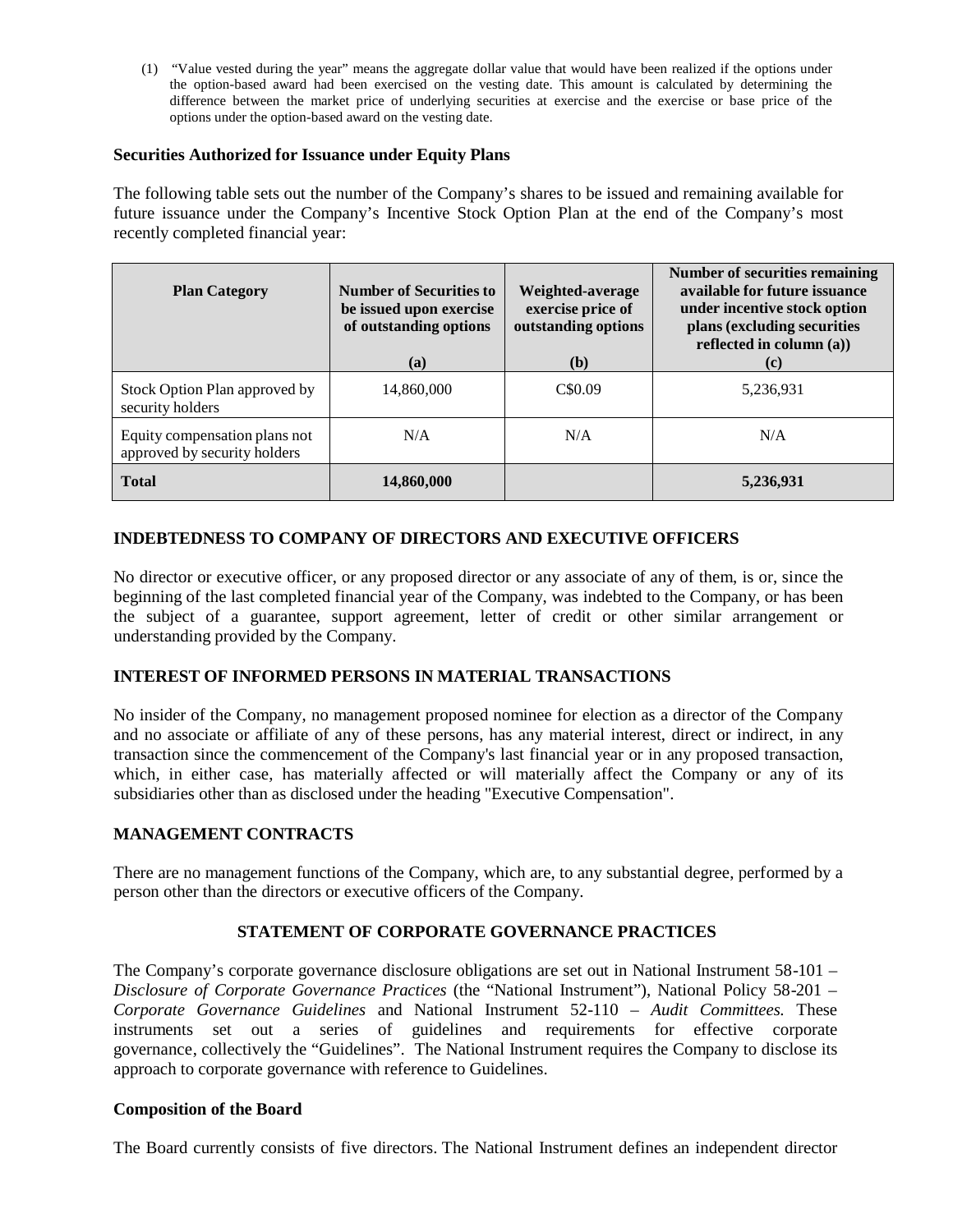(1) "Value vested during the year" means the aggregate dollar value that would have been realized if the options under the option-based award had been exercised on the vesting date. This amount is calculated by determining the difference between the market price of underlying securities at exercise and the exercise or base price of the options under the option-based award on the vesting date.

### Securities Authorized for Issuance under Equity Plans

The following table sets out the number of the Company's shares to be issued and remaining available for future issuance under the Company's Incentive Stock Option Plan at the end of the Company's most recently completed financial year:

| Plan Category | Number of Securities to be issued upon exercise of outstanding options (a) | Weighted-average exercise price of outstanding options (b) | Number of securities remaining available for future issuance under incentive stock option plans (excluding securities reflected in column (a)) (c) |
|---|---|---|---|
| Stock Option Plan approved by security holders | 14,860,000 | C$0.09 | 5,236,931 |
| Equity compensation plans not approved by security holders | N/A | N/A | N/A |
| **Total** | **14,860,000** | | **5,236,931** |

## INDEBTEDNESS TO COMPANY OF DIRECTORS AND EXECUTIVE OFFICERS

No director or executive officer, or any proposed director or any associate of any of them, is or, since the beginning of the last completed financial year of the Company, was indebted to the Company, or has been the subject of a guarantee, support agreement, letter of credit or other similar arrangement or understanding provided by the Company.

## INTEREST OF INFORMED PERSONS IN MATERIAL TRANSACTIONS

No insider of the Company, no management proposed nominee for election as a director of the Company and no associate or affiliate of any of these persons, has any material interest, direct or indirect, in any transaction since the commencement of the Company's last financial year or in any proposed transaction, which, in either case, has materially affected or will materially affect the Company or any of its subsidiaries other than as disclosed under the heading "Executive Compensation".

## MANAGEMENT CONTRACTS

There are no management functions of the Company, which are, to any substantial degree, performed by a person other than the directors or executive officers of the Company.

## STATEMENT OF CORPORATE GOVERNANCE PRACTICES

The Company's corporate governance disclosure obligations are set out in National Instrument 58-101 – *Disclosure of Corporate Governance Practices* (the "National Instrument"), National Policy 58-201 – *Corporate Governance Guidelines* and National Instrument 52-110 – *Audit Committees.* These instruments set out a series of guidelines and requirements for effective corporate governance, collectively the "Guidelines". The National Instrument requires the Company to disclose its approach to corporate governance with reference to Guidelines.

### Composition of the Board

The Board currently consists of five directors. The National Instrument defines an independent director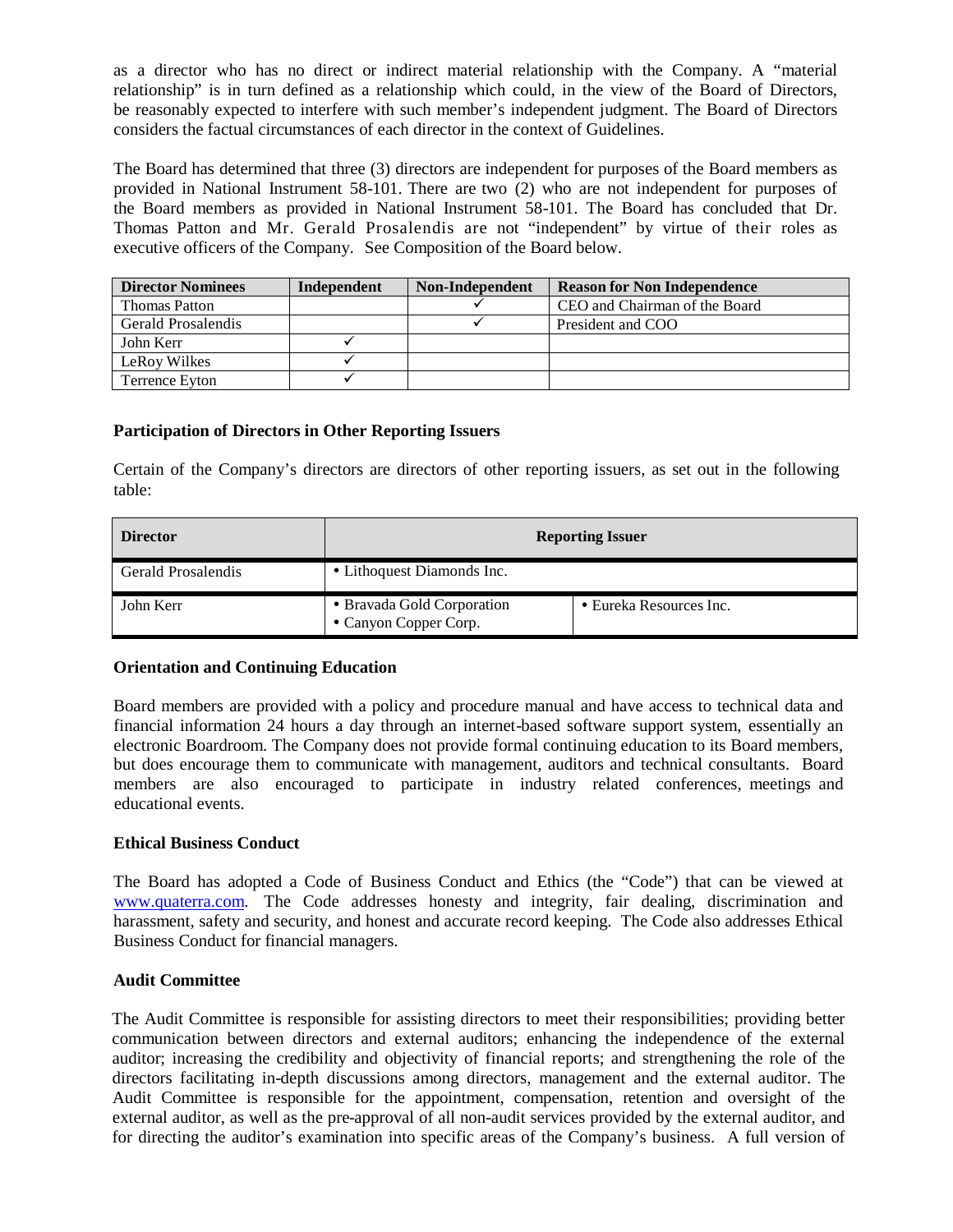as a director who has no direct or indirect material relationship with the Company. A "material relationship" is in turn defined as a relationship which could, in the view of the Board of Directors, be reasonably expected to interfere with such member's independent judgment. The Board of Directors considers the factual circumstances of each director in the context of Guidelines.

The Board has determined that three (3) directors are independent for purposes of the Board members as provided in National Instrument 58-101. There are two (2) who are not independent for purposes of the Board members as provided in National Instrument 58-101. The Board has concluded that Dr. Thomas Patton and Mr. Gerald Prosalendis are not "independent" by virtue of their roles as executive officers of the Company. See Composition of the Board below.

| Director Nominees | Independent | Non-Independent | Reason for Non Independence |
|---|---|---|---|
| Thomas Patton | | ✓ | CEO and Chairman of the Board |
| Gerald Prosalendis | | ✓ | President and COO |
| John Kerr | ✓ | | |
| LeRoy Wilkes | ✓ | | |
| Terrence Eyton | ✓ | | |

### Participation of Directors in Other Reporting Issuers

Certain of the Company's directors are directors of other reporting issuers, as set out in the following table:

| Director | Reporting Issuer | |
|---|---|---|
| Gerald Prosalendis | • Lithoquest Diamonds Inc. | |
| John Kerr | • Bravada Gold Corporation<br>• Canyon Copper Corp. | • Eureka Resources Inc. |

### Orientation and Continuing Education

Board members are provided with a policy and procedure manual and have access to technical data and financial information 24 hours a day through an internet-based software support system, essentially an electronic Boardroom. The Company does not provide formal continuing education to its Board members, but does encourage them to communicate with management, auditors and technical consultants. Board members are also encouraged to participate in industry related conferences, meetings and educational events.

### Ethical Business Conduct

The Board has adopted a Code of Business Conduct and Ethics (the "Code") that can be viewed at www.quaterra.com. The Code addresses honesty and integrity, fair dealing, discrimination and harassment, safety and security, and honest and accurate record keeping. The Code also addresses Ethical Business Conduct for financial managers.

### Audit Committee

The Audit Committee is responsible for assisting directors to meet their responsibilities; providing better communication between directors and external auditors; enhancing the independence of the external auditor; increasing the credibility and objectivity of financial reports; and strengthening the role of the directors facilitating in-depth discussions among directors, management and the external auditor. The Audit Committee is responsible for the appointment, compensation, retention and oversight of the external auditor, as well as the pre-approval of all non-audit services provided by the external auditor, and for directing the auditor's examination into specific areas of the Company's business. A full version of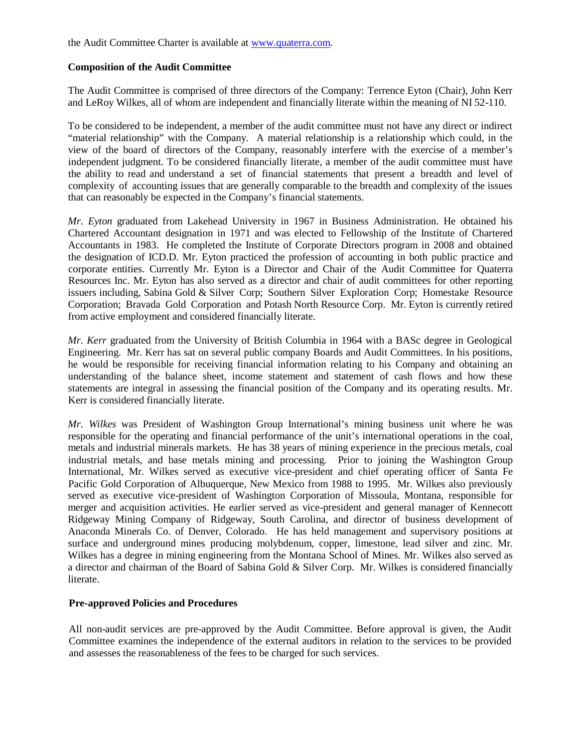the Audit Committee Charter is available at www.quaterra.com.

**Composition of the Audit Committee**

The Audit Committee is comprised of three directors of the Company: Terrence Eyton (Chair), John Kerr and LeRoy Wilkes, all of whom are independent and financially literate within the meaning of NI 52-110.

To be considered to be independent, a member of the audit committee must not have any direct or indirect "material relationship" with the Company. A material relationship is a relationship which could, in the view of the board of directors of the Company, reasonably interfere with the exercise of a member's independent judgment. To be considered financially literate, a member of the audit committee must have the ability to read and understand a set of financial statements that present a breadth and level of complexity of accounting issues that are generally comparable to the breadth and complexity of the issues that can reasonably be expected in the Company's financial statements.

*Mr. Eyton* graduated from Lakehead University in 1967 in Business Administration. He obtained his Chartered Accountant designation in 1971 and was elected to Fellowship of the Institute of Chartered Accountants in 1983. He completed the Institute of Corporate Directors program in 2008 and obtained the designation of ICD.D. Mr. Eyton practiced the profession of accounting in both public practice and corporate entities. Currently Mr. Eyton is a Director and Chair of the Audit Committee for Quaterra Resources Inc. Mr. Eyton has also served as a director and chair of audit committees for other reporting issuers including, Sabina Gold & Silver Corp; Southern Silver Exploration Corp; Homestake Resource Corporation; Bravada Gold Corporation and Potash North Resource Corp. Mr. Eyton is currently retired from active employment and considered financially literate.

*Mr. Kerr* graduated from the University of British Columbia in 1964 with a BASc degree in Geological Engineering. Mr. Kerr has sat on several public company Boards and Audit Committees. In his positions, he would be responsible for receiving financial information relating to his Company and obtaining an understanding of the balance sheet, income statement and statement of cash flows and how these statements are integral in assessing the financial position of the Company and its operating results. Mr. Kerr is considered financially literate.

*Mr. Wilkes* was President of Washington Group International's mining business unit where he was responsible for the operating and financial performance of the unit's international operations in the coal, metals and industrial minerals markets. He has 38 years of mining experience in the precious metals, coal industrial metals, and base metals mining and processing. Prior to joining the Washington Group International, Mr. Wilkes served as executive vice-president and chief operating officer of Santa Fe Pacific Gold Corporation of Albuquerque, New Mexico from 1988 to 1995. Mr. Wilkes also previously served as executive vice-president of Washington Corporation of Missoula, Montana, responsible for merger and acquisition activities. He earlier served as vice-president and general manager of Kennecott Ridgeway Mining Company of Ridgeway, South Carolina, and director of business development of Anaconda Minerals Co. of Denver, Colorado. He has held management and supervisory positions at surface and underground mines producing molybdenum, copper, limestone, lead silver and zinc. Mr. Wilkes has a degree in mining engineering from the Montana School of Mines. Mr. Wilkes also served as a director and chairman of the Board of Sabina Gold & Silver Corp. Mr. Wilkes is considered financially literate.

**Pre-approved Policies and Procedures**

All non-audit services are pre-approved by the Audit Committee. Before approval is given, the Audit Committee examines the independence of the external auditors in relation to the services to be provided and assesses the reasonableness of the fees to be charged for such services.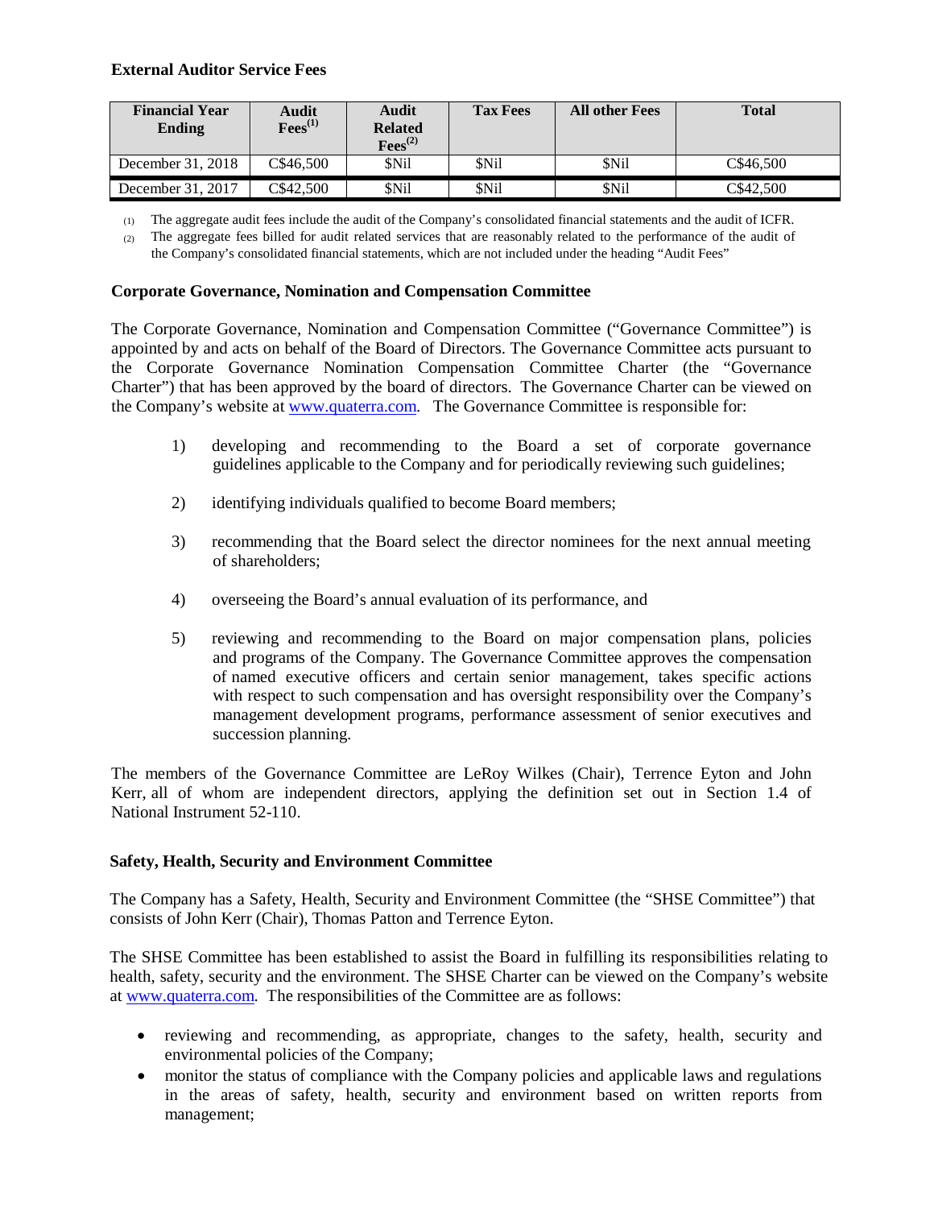**External Auditor Service Fees**

| Financial Year Ending | Audit Fees[(1)] | Audit Related Fees[(2)] | Tax Fees | All other Fees | Total |
|---|---|---|---|---|---|
| December 31, 2018 | C$46,500 | $Nil | $Nil | $Nil | C$46,500 |
| December 31, 2017 | C$42,500 | $Nil | $Nil | $Nil | C$42,500 |

(1) The aggregate audit fees include the audit of the Company's consolidated financial statements and the audit of ICFR.

(2) The aggregate fees billed for audit related services that are reasonably related to the performance of the audit of the Company's consolidated financial statements, which are not included under the heading "Audit Fees"

**Corporate Governance, Nomination and Compensation Committee**

The Corporate Governance, Nomination and Compensation Committee ("Governance Committee") is appointed by and acts on behalf of the Board of Directors. The Governance Committee acts pursuant to the Corporate Governance Nomination Compensation Committee Charter (the "Governance Charter") that has been approved by the board of directors. The Governance Charter can be viewed on the Company's website at www.quaterra.com. The Governance Committee is responsible for:

1) developing and recommending to the Board a set of corporate governance guidelines applicable to the Company and for periodically reviewing such guidelines;

2) identifying individuals qualified to become Board members;

3) recommending that the Board select the director nominees for the next annual meeting of shareholders;

4) overseeing the Board's annual evaluation of its performance, and

5) reviewing and recommending to the Board on major compensation plans, policies and programs of the Company. The Governance Committee approves the compensation of named executive officers and certain senior management, takes specific actions with respect to such compensation and has oversight responsibility over the Company's management development programs, performance assessment of senior executives and succession planning.

The members of the Governance Committee are LeRoy Wilkes (Chair), Terrence Eyton and John Kerr, all of whom are independent directors, applying the definition set out in Section 1.4 of National Instrument 52-110.

**Safety, Health, Security and Environment Committee**

The Company has a Safety, Health, Security and Environment Committee (the "SHSE Committee") that consists of John Kerr (Chair), Thomas Patton and Terrence Eyton.

The SHSE Committee has been established to assist the Board in fulfilling its responsibilities relating to health, safety, security and the environment. The SHSE Charter can be viewed on the Company's website at www.quaterra.com. The responsibilities of the Committee are as follows:

- reviewing and recommending, as appropriate, changes to the safety, health, security and environmental policies of the Company;
- monitor the status of compliance with the Company policies and applicable laws and regulations in the areas of safety, health, security and environment based on written reports from management;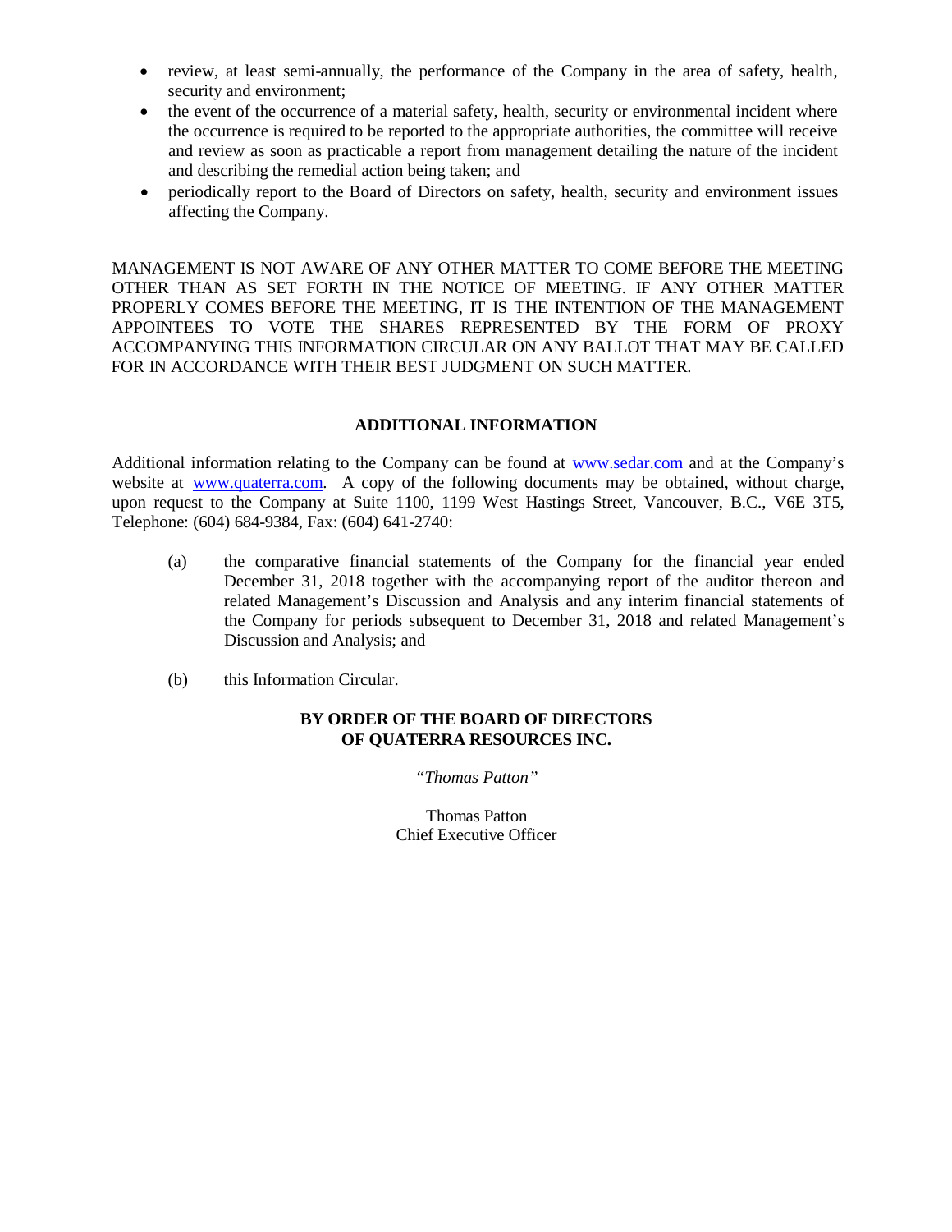- review, at least semi-annually, the performance of the Company in the area of safety, health, security and environment;
- the event of the occurrence of a material safety, health, security or environmental incident where the occurrence is required to be reported to the appropriate authorities, the committee will receive and review as soon as practicable a report from management detailing the nature of the incident and describing the remedial action being taken; and
- periodically report to the Board of Directors on safety, health, security and environment issues affecting the Company.

MANAGEMENT IS NOT AWARE OF ANY OTHER MATTER TO COME BEFORE THE MEETING OTHER THAN AS SET FORTH IN THE NOTICE OF MEETING. IF ANY OTHER MATTER PROPERLY COMES BEFORE THE MEETING, IT IS THE INTENTION OF THE MANAGEMENT APPOINTEES TO VOTE THE SHARES REPRESENTED BY THE FORM OF PROXY ACCOMPANYING THIS INFORMATION CIRCULAR ON ANY BALLOT THAT MAY BE CALLED FOR IN ACCORDANCE WITH THEIR BEST JUDGMENT ON SUCH MATTER.

## ADDITIONAL INFORMATION

Additional information relating to the Company can be found at www.sedar.com and at the Company's website at www.quaterra.com. A copy of the following documents may be obtained, without charge, upon request to the Company at Suite 1100, 1199 West Hastings Street, Vancouver, B.C., V6E 3T5, Telephone: (604) 684-9384, Fax: (604) 641-2740:

(a) the comparative financial statements of the Company for the financial year ended December 31, 2018 together with the accompanying report of the auditor thereon and related Management's Discussion and Analysis and any interim financial statements of the Company for periods subsequent to December 31, 2018 and related Management's Discussion and Analysis; and

(b) this Information Circular.

**BY ORDER OF THE BOARD OF DIRECTORS OF QUATERRA RESOURCES INC.**

*"Thomas Patton"*

Thomas Patton
Chief Executive Officer